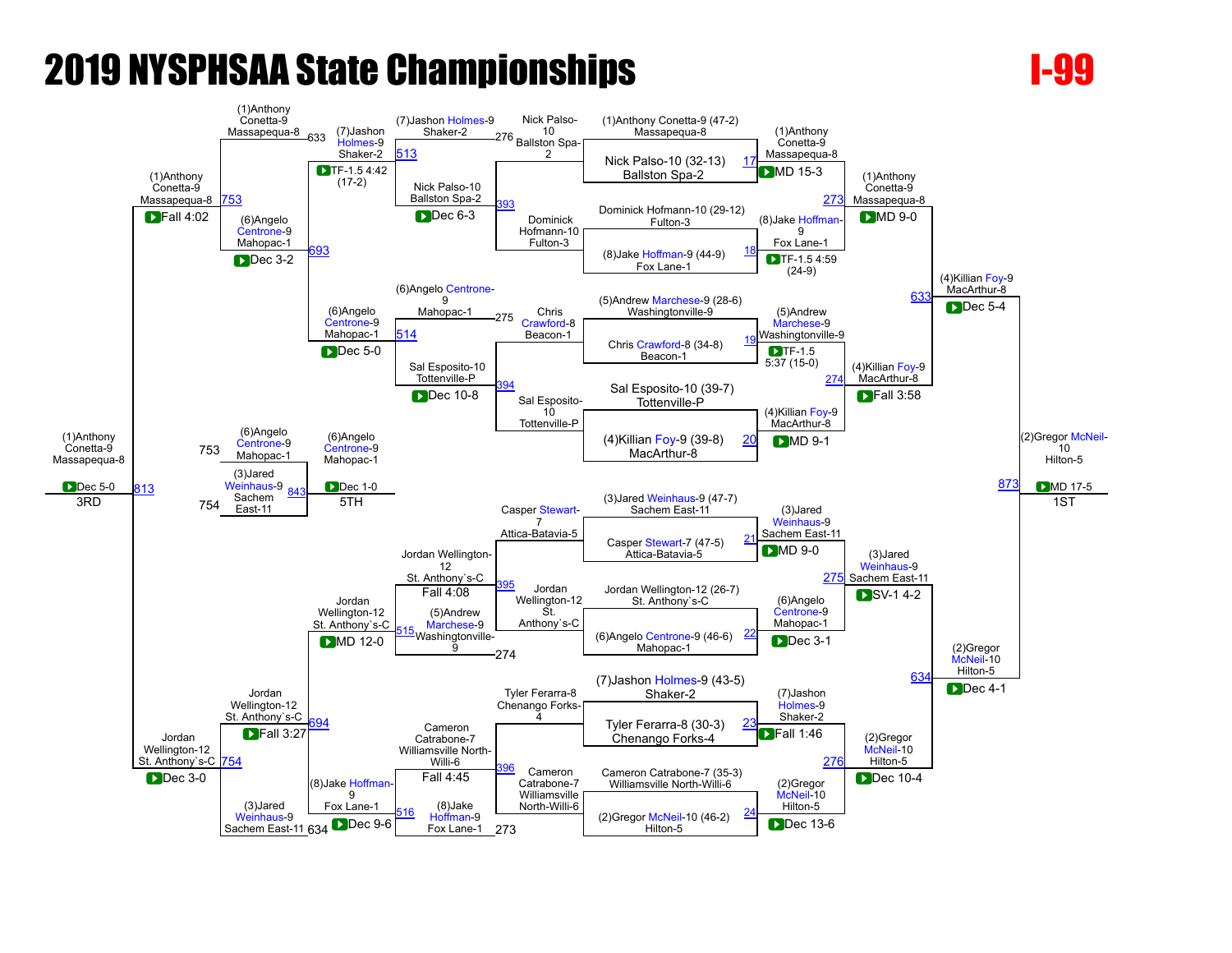# 2019 NYSPHSAA State Championships

# I-99

## Championship Bracket

| Bout | Match | Result |
|---|---|---|
| 17 | (1)Anthony Conetta-9 (47-2) Massapequa-8 vs Nick Palso-10 (32-13) Ballston Spa-2 | (1)Anthony Conetta-9 Massapequa-8 — MD 15-3 |
| 18 | Dominick Hofmann-10 (29-12) Fulton-3 vs (8)Jake Hoffman-9 (44-9) Fox Lane-1 | (8)Jake Hoffman-9 Fox Lane-1 — TF-1.5 4:59 (24-9) |
| 19 | (5)Andrew Marchese-9 (28-6) Washingtonville-9 vs Chris Crawford-8 (34-8) Beacon-1 | (5)Andrew Marchese-9 Washingtonville-9 — TF-1.5 5:37 (15-0) |
| 20 | Sal Esposito-10 (39-7) Tottenville-P vs (4)Killian Foy-9 (39-8) MacArthur-8 | (4)Killian Foy-9 MacArthur-8 — MD 9-1 |
| 21 | (3)Jared Weinhaus-9 (47-7) Sachem East-11 vs Casper Stewart-7 (47-5) Attica-Batavia-5 | (3)Jared Weinhaus-9 Sachem East-11 — MD 9-0 |
| 22 | Jordan Wellington-12 (26-7) St. Anthony`s-C vs (6)Angelo Centrone-9 (46-6) Mahopac-1 | (6)Angelo Centrone-9 Mahopac-1 — Dec 3-1 |
| 23 | (7)Jashon Holmes-9 (43-5) Shaker-2 vs Tyler Ferrara-8 (30-3) Chenango Forks-4 | (7)Jashon Holmes-9 Shaker-2 — Fall 1:46 |
| 24 | Cameron Catrabone-7 (35-3) Williamsville North-Willi-6 vs (2)Gregor McNeil-10 (46-2) Hilton-5 | (2)Gregor McNeil-10 Hilton-5 — Dec 13-6 |
| 273 | (1)Anthony Conetta-9 Massapequa-8 vs (8)Jake Hoffman-9 Fox Lane-1 | (1)Anthony Conetta-9 Massapequa-8 — MD 9-0 |
| 274 | (5)Andrew Marchese-9 Washingtonville-9 vs (4)Killian Foy-9 MacArthur-8 | (4)Killian Foy-9 MacArthur-8 — Fall 3:58 |
| 275 | (3)Jared Weinhaus-9 Sachem East-11 vs (6)Angelo Centrone-9 Mahopac-1 | (3)Jared Weinhaus-9 Sachem East-11 — SV-1 4-2 |
| 276 | (7)Jashon Holmes-9 Shaker-2 vs (2)Gregor McNeil-10 Hilton-5 | (2)Gregor McNeil-10 Hilton-5 — Dec 10-4 |
| 633 | (1)Anthony Conetta-9 Massapequa-8 vs (4)Killian Foy-9 MacArthur-8 | (4)Killian Foy-9 MacArthur-8 — Dec 5-4 |
| 634 | (3)Jared Weinhaus-9 Sachem East-11 vs (2)Gregor McNeil-10 Hilton-5 | (2)Gregor McNeil-10 Hilton-5 — Dec 4-1 |
| 873 | (4)Killian Foy-9 MacArthur-8 vs (2)Gregor McNeil-10 Hilton-5 | 1ST: (2)Gregor McNeil-10 Hilton-5 — MD 17-5 |

## Consolation Bracket

| Bout | Match | Result |
|---|---|---|
| 393 | Nick Palso-10 Ballston Spa-2 vs Dominick Hofmann-10 Fulton-3 | Nick Palso-10 Ballston Spa-2 — Dec 6-3 |
| 394 | Chris Crawford-8 Beacon-1 vs Sal Esposito-10 Tottenville-P | Sal Esposito-10 Tottenville-P — Dec 10-8 |
| 395 | Casper Stewart-7 Attica-Batavia-5 vs Jordan Wellington-12 St. Anthony`s-C | Jordan Wellington-12 St. Anthony`s-C — Fall 4:08 |
| 396 | Tyler Ferrara-8 Chenango Forks-4 vs Cameron Catrabone-7 Williamsville North-Willi-6 | Cameron Catrabone-7 Williamsville North-Willi-6 — Fall 4:45 |
| 513 | (7)Jashon Holmes-9 Shaker-2 (from 276) vs Nick Palso-10 Ballston Spa-2 | (7)Jashon Holmes-9 Shaker-2 — TF-1.5 4:42 (17-2) |
| 514 | (6)Angelo Centrone-9 Mahopac-1 (from 275) vs Sal Esposito-10 Tottenville-P | (6)Angelo Centrone-9 Mahopac-1 — Dec 5-0 |
| 515 | Jordan Wellington-12 St. Anthony`s-C vs (5)Andrew Marchese-9 Washingtonville-9 (from 274) | Jordan Wellington-12 St. Anthony`s-C — MD 12-0 |
| 516 | Cameron Catrabone-7 Williamsville North-Willi-6 vs (8)Jake Hoffman-9 Fox Lane-1 (from 273) | (8)Jake Hoffman-9 Fox Lane-1 — Dec 9-6 |
| 693 | (1)Anthony Conetta-9 Massapequa-8 (from 633) vs (7)Jashon Holmes-9 Shaker-2 | (6)Angelo Centrone-9 Mahopac-1 — Dec 3-2 |
| 694 | Jordan Wellington-12 St. Anthony`s-C vs (8)Jake Hoffman-9 Fox Lane-1 | Jordan Wellington-12 St. Anthony`s-C — Fall 3:27 |
| 753 | (1)Anthony Conetta-9 Massapequa-8 vs (6)Angelo Centrone-9 Mahopac-1 | (1)Anthony Conetta-9 Massapequa-8 — Fall 4:02 |
| 754 | Jordan Wellington-12 St. Anthony`s-C vs (3)Jared Weinhaus-9 Sachem East-11 (from 634) | Jordan Wellington-12 St. Anthony`s-C — Dec 3-0 |
| 813 | (1)Anthony Conetta-9 Massapequa-8 vs Jordan Wellington-12 St. Anthony`s-C | 3RD: (1)Anthony Conetta-9 Massapequa-8 — Dec 5-0 |
| 843 | (6)Angelo Centrone-9 Mahopac-1 (from 753) vs (3)Jared Weinhaus-9 Sachem East-11 (from 754) | 5TH: (6)Angelo Centrone-9 Mahopac-1 — Dec 1-0 |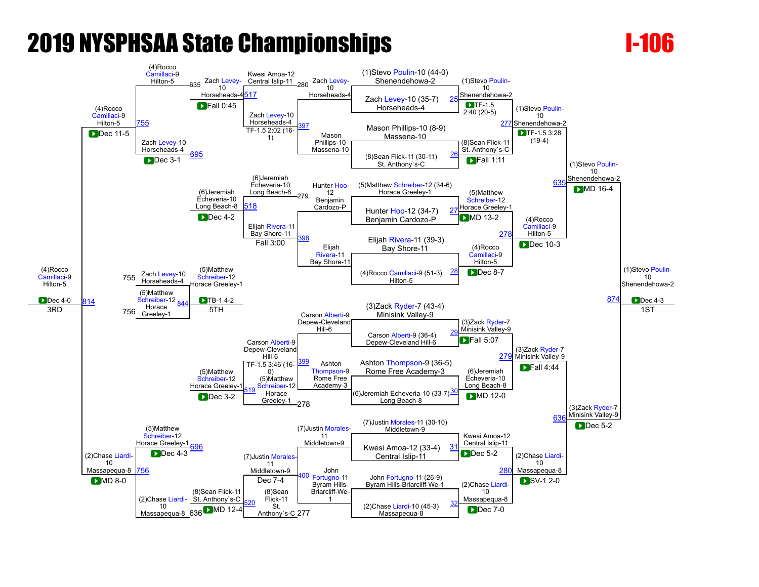# 2019 NYSPHSAA State Championships

## I-106

### Championship Bracket

**First Round**

| Bout | Wrestler 1 | Wrestler 2 | Winner | Result |
|---|---|---|---|---|
| 25 | (1)Stevo Poulin-10 (44-0) Shenendehowa-2 | Zach Levey-10 (35-7) Horseheads-4 | (1)Stevo Poulin-10 Shenendehowa-2 | TF-1.5 2:40 (20-5) |
| 26 | Mason Phillips-10 (8-9) Massena-10 | (8)Sean Flick-11 (30-11) St. Anthony`s-C | (8)Sean Flick-11 St. Anthony`s-C | Fall 1:11 |
| 27 | (5)Matthew Schreiber-12 (34-6) Horace Greeley-1 | Hunter Hoo-12 (34-7) Benjamin Cardozo-P | (5)Matthew Schreiber-12 Horace Greeley-1 | MD 13-2 |
| 28 | Elijah Rivera-11 (39-3) Bay Shore-11 | (4)Rocco Camillaci-9 (51-3) Hilton-5 | (4)Rocco Camillaci-9 Hilton-5 | Dec 8-7 |
| 29 | (3)Zack Ryder-7 (43-4) Minisink Valley-9 | Carson Alberti-9 (36-4) Depew-Cleveland Hill-6 | (3)Zack Ryder-7 Minisink Valley-9 | Fall 5:07 |
| 30 | Ashton Thompson-9 (36-5) Rome Free Academy-3 | (6)Jeremiah Echeveria-10 (33-7) Long Beach-8 | (6)Jeremiah Echeveria-10 Long Beach-8 | MD 12-0 |
| 31 | (7)Justin Morales-11 (30-10) Middletown-9 | Kwesi Amoa-12 (33-4) Central Islip-11 | Kwesi Amoa-12 Central Islip-11 | Dec 5-2 |
| 32 | John Fortugno-11 (26-9) Byram Hills-Briarcliff-We-1 | (2)Chase Liardi-10 (45-3) Massapequa-8 | (2)Chase Liardi-10 Massapequa-8 | Dec 7-0 |

**Quarterfinals**

| Bout | Winner | Result |
|---|---|---|
| 277 | (1)Stevo Poulin-10 Shenendehowa-2 | TF-1.5 3:28 (19-4) |
| 278 | (4)Rocco Camillaci-9 Hilton-5 | Dec 10-3 |
| 279 | (3)Zack Ryder-7 Minisink Valley-9 | Fall 4:44 |
| 280 | (2)Chase Liardi-10 Massapequa-8 | SV-1 2-0 |

**Semifinals**

| Bout | Winner | Result |
|---|---|---|
| 635 | (1)Stevo Poulin-10 Shenendehowa-2 | MD 16-4 |
| 636 | (3)Zack Ryder-7 Minisink Valley-9 | Dec 5-2 |

**Final**

| Bout | Winner | Result | Place |
|---|---|---|---|
| 874 | (1)Stevo Poulin-10 Shenendehowa-2 | Dec 4-3 | 1ST |

### Consolation Bracket

| Bout | Wrestler 1 | Wrestler 2 | Winner | Result |
|---|---|---|---|---|
| 397 | Mason Phillips-10 Massena-10 | Zach Levey-10 Horseheads-4 | Zach Levey-10 Horseheads-4 | TF-1.5 2:02 (16-1) |
| 398 | Elijah Rivera-11 Bay Shore-11 | Hunter Hoo-12 Benjamin Cardozo-P | (6)Jeremiah Echeveria-10 Long Beach-8 | Fall 3:00 |
| 399 | Ashton Thompson-9 Rome Free Academy-3 | Carson Alberti-9 Depew-Cleveland Hill-6 | Carson Alberti-9 Depew-Cleveland Hill-6 | TF-1.5 3:46 (16-0) |
| 400 | John Fortugno-11 Byram Hills-Briarcliff-We-1 | (7)Justin Morales-11 Middletown-9 | (7)Justin Morales-11 Middletown-9 | Dec 7-4 |
| 517 | Kwesi Amoa-12 Central Islip-11 (L280) | Zach Levey-10 Horseheads-4 | Zach Levey-10 Horseheads-4 | Fall 0:45 |
| 518 | Elijah Rivera-11 Bay Shore-11 | (6)Jeremiah Echeveria-10 Long Beach-8 (L279) | (6)Jeremiah Echeveria-10 Long Beach-8 | Dec 4-2 |
| 519 | Carson Alberti-9 Depew-Cleveland Hill-6 | (5)Matthew Schreiber-12 Horace Greeley-1 (L278) | (5)Matthew Schreiber-12 Horace Greeley-1 | Dec 3-2 |
| 520 | (7)Justin Morales-11 Middletown-9 | (8)Sean Flick-11 St. Anthony`s-C (L277) | (8)Sean Flick-11 St. Anthony`s-C | MD 12-4 |
| 695 | (4)Rocco Camillaci-9 Hilton-5 (L635) | Zach Levey-10 Horseheads-4 | Zach Levey-10 Horseheads-4 | Dec 3-1 |
| 696 | (5)Matthew Schreiber-12 Horace Greeley-1 | (2)Chase Liardi-10 Massapequa-8 (L636) | (5)Matthew Schreiber-12 Horace Greeley-1 | Dec 4-3 |
| 755 | (4)Rocco Camillaci-9 Hilton-5 | Zach Levey-10 Horseheads-4 | (4)Rocco Camillaci-9 Hilton-5 | Dec 11-5 |
| 756 | (5)Matthew Schreiber-12 Horace Greeley-1 | (2)Chase Liardi-10 Massapequa-8 | (2)Chase Liardi-10 Massapequa-8 | MD 8-0 |

**3rd Place**

| Bout | Winner | Result | Place |
|---|---|---|---|
| 814 | (4)Rocco Camillaci-9 Hilton-5 | Dec 4-0 | 3RD |

**5th Place**

| Bout | Wrestler 1 | Wrestler 2 | Winner | Result | Place |
|---|---|---|---|---|---|
| 844 | Zach Levey-10 Horseheads-4 (L755) | (5)Matthew Schreiber-12 Horace Greeley-1 (L756) | (5)Matthew Schreiber-12 Horace Greeley-1 | TB-1 4-2 | 5TH |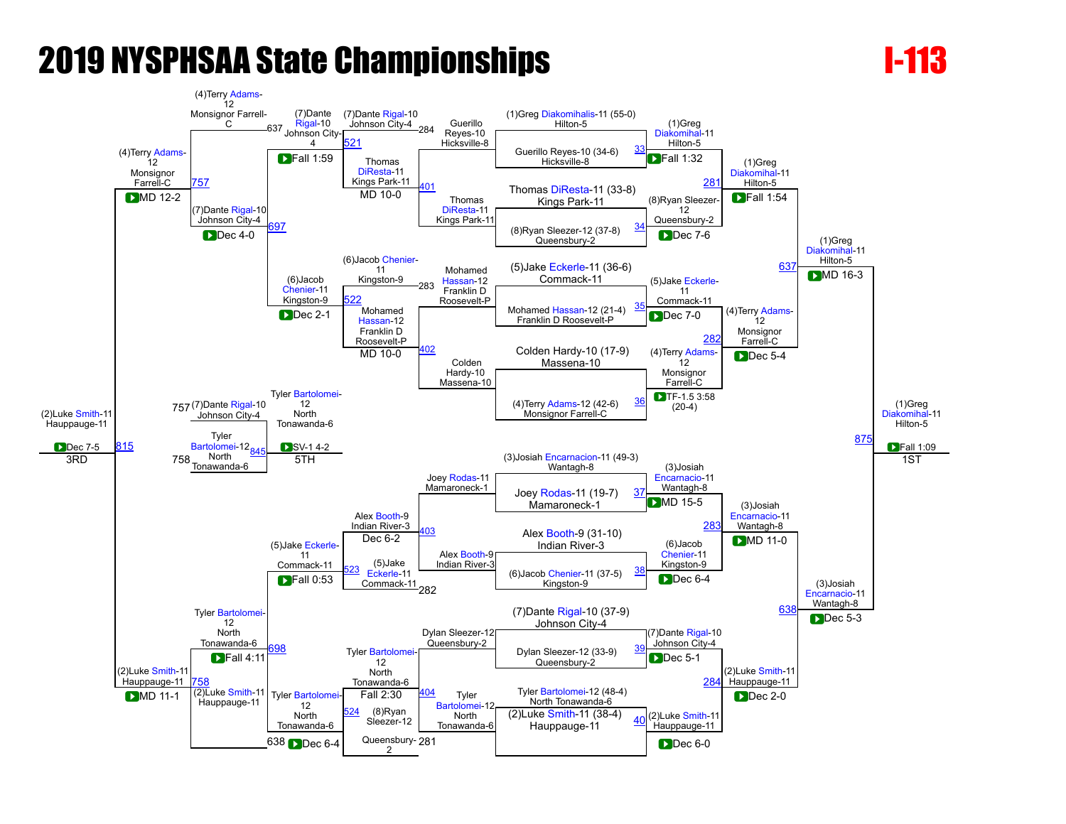# 2019 NYSPHSAA State Championships

# I-113

## Championship Bracket

### First Round

- (1)Greg Diakomihalis-11 (55-0) Hilton-5 vs Guerillo Reyes-10 (34-6) Hicksville-8 — Bout 33 — (1)Greg Diakomihal-11 Hilton-5, Fall 1:32
- Thomas DiResta-11 (33-8) Kings Park-11 vs (8)Ryan Sleezer-12 (37-8) Queensbury-2 — Bout 34 — (8)Ryan Sleezer-12 Queensbury-2, Dec 7-6
- (5)Jake Eckerle-11 (36-6) Commack-11 vs Mohamed Hassan-12 (21-4) Franklin D Roosevelt-P — Bout 35 — (5)Jake Eckerle-11 Commack-11, Dec 7-0
- Colden Hardy-10 (17-9) Massena-10 vs (4)Terry Adams-12 (42-6) Monsignor Farrell-C — Bout 36 — (4)Terry Adams-12 Monsignor Farrell-C, TF-1.5 3:58 (20-4)
- (3)Josiah Encarnacion-11 (49-3) Wantagh-8 vs Joey Rodas-11 (19-7) Mamaroneck-1 — Bout 37 — (3)Josiah Encarnacio-11 Wantagh-8, MD 15-5
- Alex Booth-9 (31-10) Indian River-3 vs (6)Jacob Chenier-11 (37-5) Kingston-9 — Bout 38 — (6)Jacob Chenier-11 Kingston-9, Dec 6-4
- (7)Dante Rigal-10 (37-9) Johnson City-4 vs Dylan Sleezer-12 (33-9) Queensbury-2 — Bout 39 — (7)Dante Rigal-10 Johnson City-4, Dec 5-1
- Tyler Bartolomei-12 (48-4) North Tonawanda-6 vs (2)Luke Smith-11 (38-4) Hauppauge-11 — Bout 40 — (2)Luke Smith-11 Hauppauge-11, Dec 6-0

### Quarterfinals

- (1)Greg Diakomihal-11 Hilton-5 vs (8)Ryan Sleezer-12 Queensbury-2 — Bout 281 — (1)Greg Diakomihal-11 Hilton-5, Fall 1:54
- (5)Jake Eckerle-11 Commack-11 vs (4)Terry Adams-12 Monsignor Farrell-C — Bout 282 — (4)Terry Adams-12 Monsignor Farrell-C, Dec 5-4
- (3)Josiah Encarnacio-11 Wantagh-8 vs (6)Jacob Chenier-11 Kingston-9 — Bout 283 — (3)Josiah Encarnacio-11 Wantagh-8, MD 11-0
- (7)Dante Rigal-10 Johnson City-4 vs (2)Luke Smith-11 Hauppauge-11 — Bout 284 — (2)Luke Smith-11 Hauppauge-11, Dec 2-0

### Semifinals

- (1)Greg Diakomihal-11 Hilton-5 vs (4)Terry Adams-12 Monsignor Farrell-C — Bout 637 — (1)Greg Diakomihal-11 Hilton-5, MD 16-3
- (3)Josiah Encarnacio-11 Wantagh-8 vs (2)Luke Smith-11 Hauppauge-11 — Bout 638 — (3)Josiah Encarnacio-11 Wantagh-8, Dec 5-3

### Final (1ST)

- (1)Greg Diakomihal-11 Hilton-5 vs (3)Josiah Encarnacio-11 Wantagh-8 — Bout 875 — (1)Greg Diakomihal-11 Hilton-5, Fall 1:09 — 1ST

## Consolation Bracket

### Consolation Round 1

- Guerillo Reyes-10 Hicksville-8 vs Thomas DiResta-11 Kings Park-11 — Bout 401 — Thomas DiResta-11 Kings Park-11
- Mohamed Hassan-12 Franklin D Roosevelt-P vs Colden Hardy-10 Massena-10 — Bout 402 — Mohamed Hassan-12 Franklin D Roosevelt-P
- Joey Rodas-11 Mamaroneck-1 vs Alex Booth-9 Indian River-3 — Bout 403 — Alex Booth-9 Indian River-3
- Dylan Sleezer-12 Queensbury-2 vs Tyler Bartolomei-12 North Tonawanda-6 — Bout 404 — Tyler Bartolomei-12 North Tonawanda-6

### Consolation Round 2

- (7)Dante Rigal-10 Johnson City-4 (loser of 284) vs Thomas DiResta-11 Kings Park-11 — Bout 521 — (7)Dante Rigal-10 Johnson City-4, MD 10-0
- (6)Jacob Chenier-11 Kingston-9 (loser of 283) vs Mohamed Hassan-12 Franklin D Roosevelt-P — Bout 522 — (6)Jacob Chenier-11 Kingston-9, MD 10-0
- Alex Booth-9 Indian River-3 vs (5)Jake Eckerle-11 Commack-11 (loser of 282) — Bout 523 — (5)Jake Eckerle-11 Commack-11, Dec 6-2
- Tyler Bartolomei-12 North Tonawanda-6 vs (8)Ryan Sleezer-12 Queensbury-2 (loser of 281) — Bout 524 — Tyler Bartolomei-12 North Tonawanda-6, Fall 2:30

### Consolation Quarterfinals

- (4)Terry Adams-12 Monsignor Farrell-C (loser of 637) vs (7)Dante Rigal-10 Johnson City-4 — Bout 697 — (7)Dante Rigal-10 Johnson City-4, Fall 1:59 (Bout 697: Dec 4-0 shown on opposing line)
- (6)Jacob Chenier-11 Kingston-9 vs (5)Jake Eckerle-11 Commack-11 — Bout 697/698 — (6)Jacob Chenier-11 Kingston-9, Dec 2-1; (5)Jake Eckerle-11 Commack-11, Fall 0:53
- Tyler Bartolomei-12 North Tonawanda-6 vs (2)Luke Smith-11 Hauppauge-11 (loser of 638) — Bout 698 — Tyler Bartolomei-12 North Tonawanda-6, Fall 4:11; Dec 6-4

### Consolation Semifinals

- (4)Terry Adams-12 Monsignor Farrell-C vs (7)Dante Rigal-10 Johnson City-4 — Bout 757 — (4)Terry Adams-12 Monsignor Farrell-C, MD 12-2
- Tyler Bartolomei-12 North Tonawanda-6 vs (2)Luke Smith-11 Hauppauge-11 — Bout 758 — (2)Luke Smith-11 Hauppauge-11, MD 11-1

### 3rd Place

- (4)Terry Adams-12 Monsignor Farrell-C vs (2)Luke Smith-11 Hauppauge-11 — Bout 815 — (2)Luke Smith-11 Hauppauge-11, Dec 7-5 — 3RD

### 5th Place

- (7)Dante Rigal-10 Johnson City-4 (loser of 757) vs Tyler Bartolomei-12 North Tonawanda-6 (loser of 758) — Bout 845 — Tyler Bartolomei-12 North Tonawanda-6, SV-1 4-2 — 5TH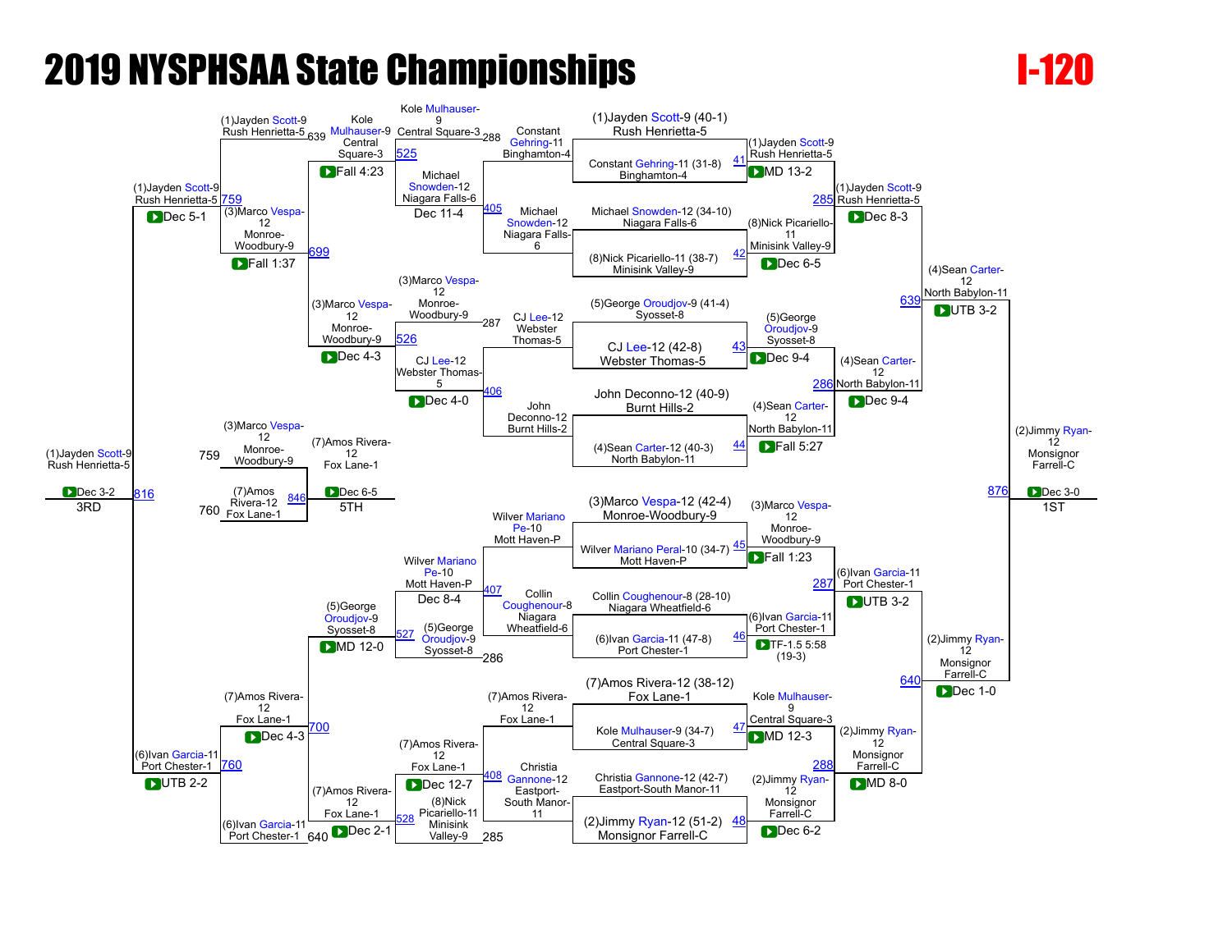# 2019 NYSPHSAA State Championships

# I-120

## Championship Bracket

### Round 1 (Top Half)

- Match 41: (1)Jayden Scott-9 (40-1) Rush Henrietta-5 vs Constant Gehring-11 (31-8) Binghamton-4 — (1)Jayden Scott-9 Rush Henrietta-5, MD 13-2
- Match 42: Michael Snowden-12 (34-10) Niagara Falls-6 vs (8)Nick Picariello-11 (38-7) Minisink Valley-9 — (8)Nick Picariello-11 Minisink Valley-9, Dec 6-5
- Match 43: (5)George Oroudjov-9 (41-4) Syosset-8 vs CJ Lee-12 (42-8) Webster Thomas-5 — (5)George Oroudjov-9 Syosset-8, Dec 9-4
- Match 44: John Deconno-12 (40-9) Burnt Hills-2 vs (4)Sean Carter-12 (40-3) North Babylon-11 — (4)Sean Carter-12 North Babylon-11, Fall 5:27

### Round 1 (Bottom Half)

- Match 45: (3)Marco Vespa-12 (42-4) Monroe-Woodbury-9 vs Wilver Mariano Peral-10 (34-7) Mott Haven-P — (3)Marco Vespa-12 Monroe-Woodbury-9, Fall 1:23
- Match 46: Collin Coughenour-8 (28-10) Niagara Wheatfield-6 vs (6)Ivan Garcia-11 (47-8) Port Chester-1 — (6)Ivan Garcia-11 Port Chester-1, TF-1.5 5:58 (19-3)
- Match 47: (7)Amos Rivera-12 (38-12) Fox Lane-1 vs Kole Mulhauser-9 (34-7) Central Square-3 — Kole Mulhauser-9 Central Square-3, MD 12-3
- Match 48: Christia Gannone-12 (42-7) Eastport-South Manor-11 vs (2)Jimmy Ryan-12 (51-2) Monsignor Farrell-C — (2)Jimmy Ryan-12 Monsignor Farrell-C, Dec 6-2

### Quarterfinals

- Match 285: (1)Jayden Scott-9 Rush Henrietta-5 def. (8)Nick Picariello-11 Minisink Valley-9, Dec 8-3
- Match 286: (4)Sean Carter-12 North Babylon-11 def. (5)George Oroudjov-9 Syosset-8, Dec 9-4
- Match 287: (6)Ivan Garcia-11 Port Chester-1 def. (3)Marco Vespa-12 Monroe-Woodbury-9, UTB 3-2
- Match 288: (2)Jimmy Ryan-12 Monsignor Farrell-C def. Kole Mulhauser-9 Central Square-3, MD 8-0

### Semifinals

- Match 639: (4)Sean Carter-12 North Babylon-11 def. (1)Jayden Scott-9 Rush Henrietta-5, UTB 3-2
- Match 640: (2)Jimmy Ryan-12 Monsignor Farrell-C def. (6)Ivan Garcia-11 Port Chester-1, Dec 1-0

### Final (1ST)

- Match 876: (2)Jimmy Ryan-12 Monsignor Farrell-C, Dec 3-0

## Consolation Bracket

### Consolation Round 1

- Match 405: Michael Snowden-12 Niagara Falls-6 def. Constant Gehring-11 Binghamton-4, Dec 11-4
- Match 406: CJ Lee-12 Webster Thomas-5 def. John Deconno-12 Burnt Hills-2, Dec 4-0
- Match 407: Wilver Mariano Pe-10 Mott Haven-P def. Collin Coughenour-8 Niagara Wheatfield-6, Dec 8-4
- Match 408: (7)Amos Rivera-12 Fox Lane-1 def. Christia Gannone-12 Eastport-South Manor-11, Dec 12-7

### Consolation Round 2

- Match 525: Kole Mulhauser-9 Central Square-3 def. Michael Snowden-12 Niagara Falls-6 (loser of 288), Fall 4:23
- Match 526: (3)Marco Vespa-12 Monroe-Woodbury-9 def. CJ Lee-12 Webster Thomas-5 (loser of 287), Dec 4-3
- Match 527: (5)George Oroudjov-9 Syosset-8 def. Wilver Mariano Pe-10 Mott Haven-P (loser of 286), MD 12-0
- Match 528: (7)Amos Rivera-12 Fox Lane-1 def. (8)Nick Picariello-11 Minisink Valley-9 (loser of 285), Dec 2-1

### Consolation Quarterfinals

- Match 699: (3)Marco Vespa-12 Monroe-Woodbury-9 def. Kole Mulhauser-9 Central Square-3, Fall 1:37
- Match 700: (7)Amos Rivera-12 Fox Lane-1 def. (5)George Oroudjov-9 Syosset-8, Dec 4-3

### Consolation Semifinals

- Match 759: (1)Jayden Scott-9 Rush Henrietta-5 (loser of 639) def. (3)Marco Vespa-12 Monroe-Woodbury-9, Dec 5-1
- Match 760: (6)Ivan Garcia-11 Port Chester-1 (loser of 640) def. (7)Amos Rivera-12 Fox Lane-1, UTB 2-2

### 3rd Place

- Match 816: (1)Jayden Scott-9 Rush Henrietta-5, Dec 3-2 — 3RD

### 5th Place

- Match 846: (3)Marco Vespa-12 Monroe-Woodbury-9 (759) vs (7)Amos Rivera-12 Fox Lane-1 (760) — (7)Amos Rivera-12 Fox Lane-1, Dec 6-5 — 5TH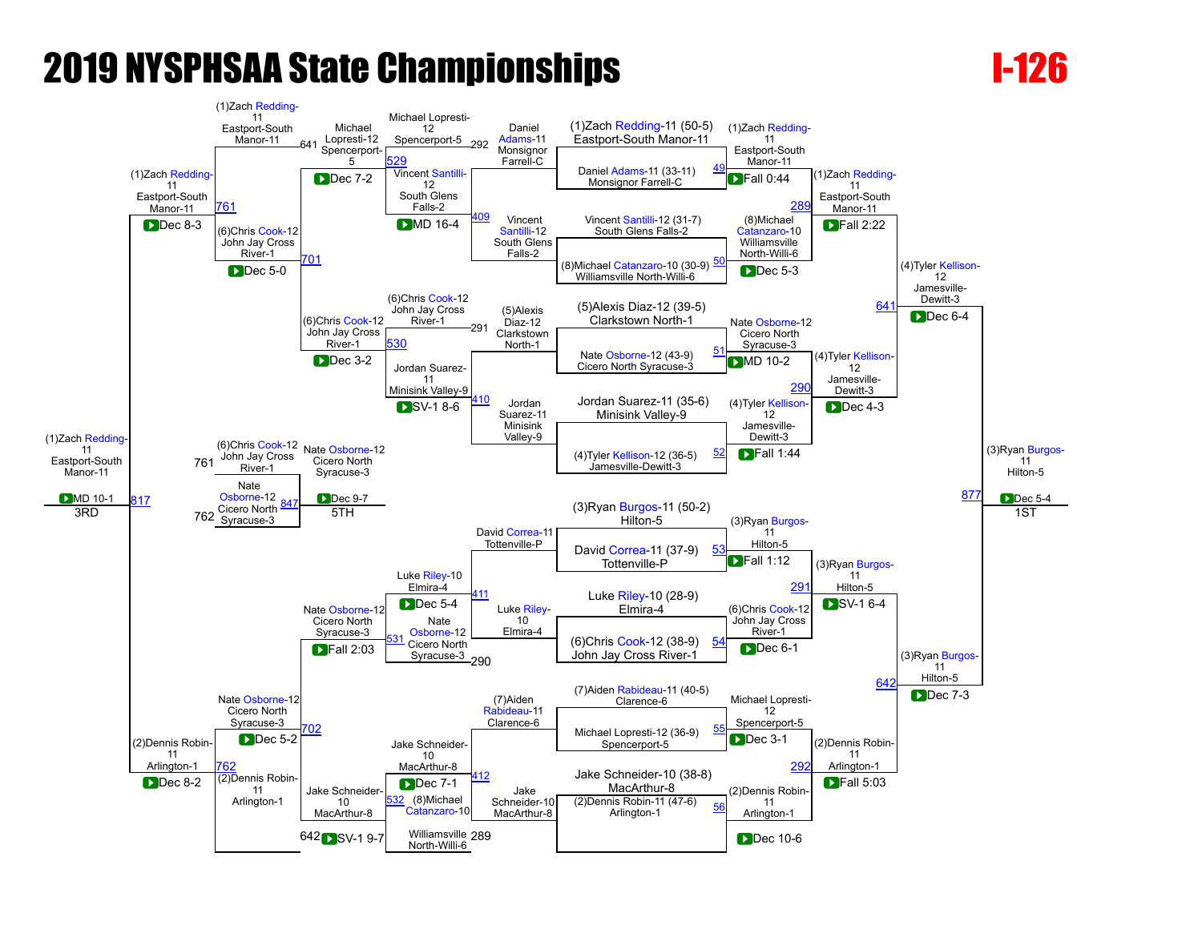# 2019 NYSPHSAA State Championships

# I-126

## Championship Bracket

**Round 1**

- (1)Zach Redding-11 (50-5) Eastport-South Manor-11 vs Daniel Adams-11 (33-11) Monsignor Farrell-C — Bout 49 — (1)Zach Redding-11 Eastport-South Manor-11, Fall 0:44
- Vincent Santilli-12 (31-7) South Glens Falls-2 vs (8)Michael Catanzaro-10 (30-9) Williamsville North-Willi-6 — Bout 50 — (8)Michael Catanzaro-10 Williamsville North-Willi-6, Dec 5-3
- (5)Alexis Diaz-12 (39-5) Clarkstown North-1 vs Nate Osborne-12 (43-9) Cicero North Syracuse-3 — Bout 51 — Nate Osborne-12 Cicero North Syracuse-3, MD 10-2
- Jordan Suarez-11 (35-6) Minisink Valley-9 vs (4)Tyler Kellison-12 (36-5) Jamesville-Dewitt-3 — Bout 52 — (4)Tyler Kellison-12 Jamesville-Dewitt-3, Fall 1:44
- (3)Ryan Burgos-11 (50-2) Hilton-5 vs David Correa-11 (37-9) Tottenville-P — Bout 53 — (3)Ryan Burgos-11 Hilton-5, Fall 1:12
- Luke Riley-10 (28-9) Elmira-4 vs (6)Chris Cook-12 (38-9) John Jay Cross River-1 — Bout 54 — (6)Chris Cook-12 John Jay Cross River-1, Dec 6-1
- (7)Aiden Rabideau-11 (40-5) Clarence-6 vs Michael Lopresti-12 (36-9) Spencerport-5 — Bout 55 — Michael Lopresti-12 Spencerport-5, Dec 3-1
- Jake Schneider-10 (38-8) MacArthur-8 vs (2)Dennis Robin-11 (47-6) Arlington-1 — Bout 56 — (2)Dennis Robin-11 Arlington-1, Dec 10-6

**Quarterfinals**

- Bout 289 — (1)Zach Redding-11 Eastport-South Manor-11, Fall 2:22
- Bout 290 — (4)Tyler Kellison-12 Jamesville-Dewitt-3, Dec 4-3
- Bout 291 — (3)Ryan Burgos-11 Hilton-5, SV-1 6-4
- Bout 292 — (2)Dennis Robin-11 Arlington-1, Fall 5:03

**Semifinals**

- Bout 641 — (4)Tyler Kellison-12 Jamesville-Dewitt-3, Dec 6-4
- Bout 642 — (3)Ryan Burgos-11 Hilton-5, Dec 7-3

**Final**

- Bout 877 — (3)Ryan Burgos-11 Hilton-5, Dec 5-4 — 1ST

## Consolation Bracket

**Consolation Round 1**

- Bout 292 loser Michael Lopresti-12 Spencerport-5 vs Vincent Santilli-12 South Glens Falls-2 — Bout 409 — Vincent Santilli-12 South Glens Falls-2
- Bout 291 loser (5)Alexis Diaz-12 Clarkstown North-1 vs Jordan Suarez-11 Minisink Valley-9 — Bout 410 — Jordan Suarez-11 Minisink Valley-9
- David Correa-11 Tottenville-P vs Luke Riley-10 Elmira-4 — Bout 411 — Luke Riley-10 Elmira-4
- (7)Aiden Rabideau-11 Clarence-6 vs Jake Schneider-10 MacArthur-8 — Bout 412 — Jake Schneider-10 MacArthur-8

**Consolation Round 2**

- Michael Lopresti-12 Spencerport-5 vs Vincent Santilli-12 South Glens Falls-2 — Bout 529 — Michael Lopresti-12 Spencerport-5, MD 16-4
- (6)Chris Cook-12 John Jay Cross River-1 (291) vs Jordan Suarez-11 Minisink Valley-9 — Bout 530 — (6)Chris Cook-12 John Jay Cross River-1, SV-1 8-6
- Luke Riley-10 Elmira-4 vs Nate Osborne-12 Cicero North Syracuse-3 (290) — Bout 531 — Nate Osborne-12 Cicero North Syracuse-3, Dec 5-4
- Jake Schneider-10 MacArthur-8 vs (8)Michael Catanzaro-10 Williamsville North-Willi-6 (289) — Bout 532 — Jake Schneider-10 MacArthur-8, Dec 7-1

**Consolation Round 3**

- Michael Lopresti-12 Spencerport-5 vs (6)Chris Cook-12 John Jay Cross River-1 — Bout 701 — (6)Chris Cook-12 John Jay Cross River-1, Dec 7-2 / Dec 3-2
- Nate Osborne-12 Cicero North Syracuse-3 vs Jake Schneider-10 MacArthur-8 — Bout 702 — Nate Osborne-12 Cicero North Syracuse-3, Fall 2:03 / SV-1 9-7

**Consolation Semifinals**

- (1)Zach Redding-11 Eastport-South Manor-11 (641) vs (6)Chris Cook-12 John Jay Cross River-1 — Bout 761 — (1)Zach Redding-11 Eastport-South Manor-11, Dec 5-0
- Nate Osborne-12 Cicero North Syracuse-3 vs (2)Dennis Robin-11 Arlington-1 (642) — Bout 762 — (2)Dennis Robin-11 Arlington-1, Dec 5-2

**3rd Place**

- (1)Zach Redding-11 Eastport-South Manor-11 (Dec 8-3) vs (2)Dennis Robin-11 Arlington-1 (Dec 8-2) — Bout 817 — (1)Zach Redding-11 Eastport-South Manor-11, MD 10-1 — 3RD

**5th Place**

- (6)Chris Cook-12 John Jay Cross River-1 (761) vs Nate Osborne-12 Cicero North Syracuse-3 (762) — Bout 847 — Nate Osborne-12 Cicero North Syracuse-3, Dec 9-7 — 5TH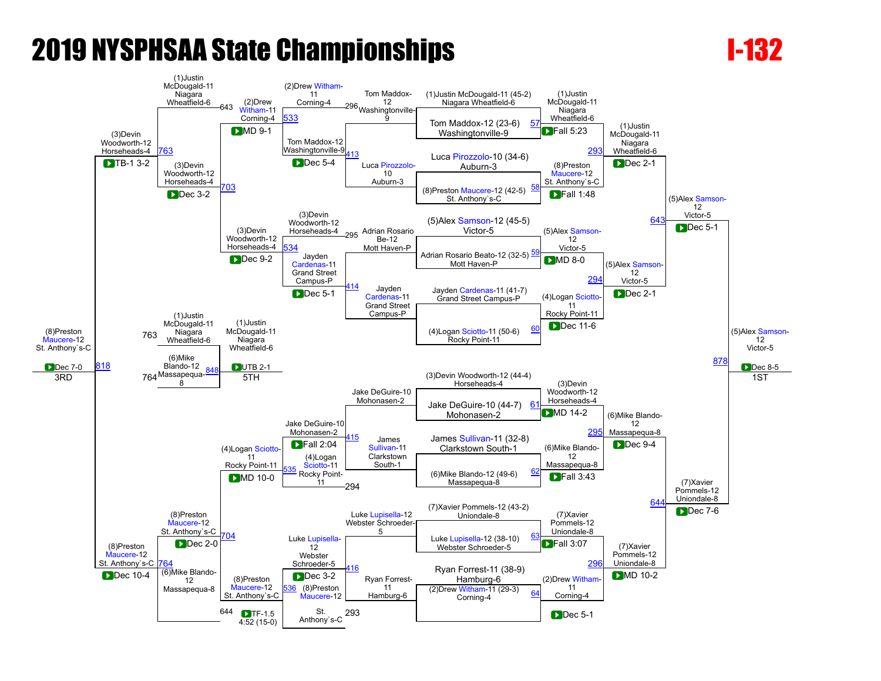# 2019 NYSPHSAA State Championships

# I-132

## Championship Bracket

### First Round

| Bout | Wrestler | Opponent | Winner | Result |
|---|---|---|---|---|
| 57 | (1)Justin McDougald-11 (45-2) Niagara Wheatfield-6 | Tom Maddox-12 (23-6) Washingtonville-9 | (1)Justin McDougald-11 Niagara Wheatfield-6 | Fall 5:23 |
| 58 | Luca Pirozzolo-10 (34-6) Auburn-3 | (8)Preston Maucere-12 (42-5) St. Anthony`s-C | (8)Preston Maucere-12 St. Anthony`s-C | Fall 1:48 |
| 59 | (5)Alex Samson-12 (45-5) Victor-5 | Adrian Rosario Beato-12 (32-5) Mott Haven-P | (5)Alex Samson-12 Victor-5 | MD 8-0 |
| 60 | Jayden Cardenas-11 (41-7) Grand Street Campus-P | (4)Logan Sciotto-11 (50-6) Rocky Point-11 | (4)Logan Sciotto-11 Rocky Point-11 | Dec 11-6 |
| 61 | (3)Devin Woodworth-12 (44-4) Horseheads-4 | Jake DeGuire-10 (44-7) Mohonasen-2 | (3)Devin Woodworth-12 Horseheads-4 | MD 14-2 |
| 62 | James Sullivan-11 (32-8) Clarkstown South-1 | (6)Mike Blando-12 (49-6) Massapequa-8 | (6)Mike Blando-12 Massapequa-8 | Fall 3:43 |
| 63 | (7)Xavier Pommels-12 (43-2) Uniondale-8 | Luke Lupisella-12 (38-10) Webster Schroeder-5 | (7)Xavier Pommels-12 Uniondale-8 | Fall 3:07 |
| 64 | Ryan Forrest-11 (38-9) Hamburg-6 | (2)Drew Witham-11 (29-3) Corning-4 | (2)Drew Witham-11 Corning-4 | Dec 5-1 |

### Quarterfinals

| Bout | Winner | Result |
|---|---|---|
| 293 | (1)Justin McDougald-11 Niagara Wheatfield-6 | Dec 2-1 |
| 294 | (5)Alex Samson-12 Victor-5 | Dec 2-1 |
| 295 | (6)Mike Blando-12 Massapequa-8 | Dec 9-4 |
| 296 | (7)Xavier Pommels-12 Uniondale-8 | MD 10-2 |

### Semifinals

| Bout | Winner | Result |
|---|---|---|
| 643 | (5)Alex Samson-12 Victor-5 | Dec 5-1 |
| 644 | (7)Xavier Pommels-12 Uniondale-8 | Dec 7-6 |

### Final (1ST)

| Bout | Winner | Result |
|---|---|---|
| 878 | (5)Alex Samson-12 Victor-5 | Dec 8-5 |

## Consolation Bracket

### Consolation Round 1

| Bout | Wrestlers | Winner | Result |
|---|---|---|---|
| 413 | Tom Maddox-12 Washingtonville-9 / Luca Pirozzolo-10 Auburn-3 | Tom Maddox-12 Washingtonville-9 | Dec 5-4 |
| 414 | Adrian Rosario Be-12 Mott Haven-P / Jayden Cardenas-11 Grand Street Campus-P | Jayden Cardenas-11 Grand Street Campus-P | Dec 5-1 |
| 415 | Jake DeGuire-10 Mohonasen-2 / James Sullivan-11 Clarkstown South-1 | Jake DeGuire-10 Mohonasen-2 | Fall 2:04 |
| 416 | Luke Lupisella-12 Webster Schroeder-5 / Ryan Forrest-11 Hamburg-6 | Luke Lupisella-12 Webster Schroeder-5 | Dec 3-2 |

### Consolation Round 2

| Bout | Wrestlers | Winner | Result |
|---|---|---|---|
| 533 | (2)Drew Witham-11 Corning-4 (L296) / Tom Maddox-12 Washingtonville-9 | (2)Drew Witham-11 Corning-4 | MD 9-1 |
| 534 | (3)Devin Woodworth-12 Horseheads-4 (L295) / Jayden Cardenas-11 Grand Street Campus-P | (3)Devin Woodworth-12 Horseheads-4 | Dec 9-2 |
| 535 | Jake DeGuire-10 Mohonasen-2 / (4)Logan Sciotto-11 Rocky Point-11 (L294) | (4)Logan Sciotto-11 Rocky Point-11 | MD 10-0 |
| 536 | Luke Lupisella-12 Webster Schroeder-5 / (8)Preston Maucere-12 St. Anthony`s-C (L293) | (8)Preston Maucere-12 St. Anthony`s-C | TF-1.5 4:52 (15-0) |

### Consolation Quarterfinals

| Bout | Wrestlers | Winner | Result |
|---|---|---|---|
| 703 | (1)Justin McDougald-11 Niagara Wheatfield-6 (L643) / (2)Drew Witham-11 Corning-4 | (3)Devin Woodworth-12 Horseheads-4 | Dec 3-2 |
| 704 | (4)Logan Sciotto-11 Rocky Point-11 / (8)Preston Maucere-12 St. Anthony`s-C | (8)Preston Maucere-12 St. Anthony`s-C | Dec 2-0 |

Bracket as shown: (1)Justin McDougald-11 Niagara Wheatfield-6 (L643) vs. (2)Drew Witham-11 Corning-4 → 763; (3)Devin Woodworth-12 Horseheads-4 → 703, Dec 3-2. (4)Logan Sciotto-11 Rocky Point-11 vs. (8)Preston Maucere-12 St. Anthony`s-C → 704, Dec 2-0; (6)Mike Blando-12 Massapequa-8 (L644).

### Consolation Semifinals

| Bout | Wrestlers | Winner | Result |
|---|---|---|---|
| 763 | (1)Justin McDougald-11 Niagara Wheatfield-6 / (3)Devin Woodworth-12 Horseheads-4 | (3)Devin Woodworth-12 Horseheads-4 | TB-1 3-2 |
| 764 | (8)Preston Maucere-12 St. Anthony`s-C / (6)Mike Blando-12 Massapequa-8 | (8)Preston Maucere-12 St. Anthony`s-C | Dec 10-4 |

### 3rd Place

| Bout | Winner | Result |
|---|---|---|
| 818 | (8)Preston Maucere-12 St. Anthony`s-C | Dec 7-0 |

### 5th Place

| Bout | Wrestlers | Winner | Result |
|---|---|---|---|
| 848 | (1)Justin McDougald-11 Niagara Wheatfield-6 (L763) / (6)Mike Blando-12 Massapequa-8 (L764) | (1)Justin McDougald-11 Niagara Wheatfield-6 | UTB 2-1 |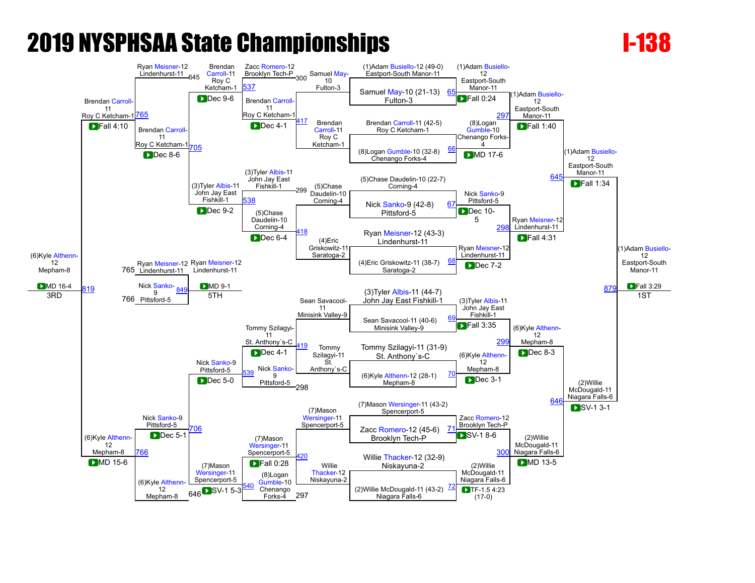# 2019 NYSPHSAA State Championships

# I-138

## Championship Bracket

| Bout | Wrestler 1 | Wrestler 2 | Winner | Result |
|---|---|---|---|---|
| 65 | (1)Adam Busiello-12 (49-0) Eastport-South Manor-11 | Samuel May-10 (21-13) Fulton-3 | (1)Adam Busiello-12 Eastport-South Manor-11 | Fall 0:24 |
| 66 | Brendan Carroll-11 (42-5) Roy C Ketcham-1 | (8)Logan Gumble-10 (32-8) Chenango Forks-4 | (8)Logan Gumble-10 Chenango Forks-4 | MD 17-6 |
| 67 | (5)Chase Daudelin-10 (22-7) Corning-4 | Nick Sanko-9 (42-8) Pittsford-5 | Nick Sanko-9 Pittsford-5 | Dec 10-5 |
| 68 | Ryan Meisner-12 (43-3) Lindenhurst-11 | (4)Eric Griskowitz-11 (38-7) Saratoga-2 | Ryan Meisner-12 Lindenhurst-11 | Dec 7-2 |
| 69 | (3)Tyler Albis-11 (44-7) John Jay East Fishkill-1 | Sean Savacool-11 (40-6) Minisink Valley-9 | (3)Tyler Albis-11 John Jay East Fishkill-1 | Fall 3:35 |
| 70 | Tommy Szilagyi-11 (31-9) St. Anthony`s-C | (6)Kyle Althenn-12 (28-1) Mepham-8 | (6)Kyle Althenn-12 Mepham-8 | Dec 3-1 |
| 71 | (7)Mason Wersinger-11 (43-2) Spencerport-5 | Zacc Romero-12 (45-6) Brooklyn Tech-P | Zacc Romero-12 Brooklyn Tech-P | SV-1 8-6 |
| 72 | Willie Thacker-12 (32-9) Niskayuna-2 | (2)Willie McDougald-11 (43-2) Niagara Falls-6 | (2)Willie McDougald-11 Niagara Falls-6 | TF-1.5 4:23 (17-0) |
| 297 | (1)Adam Busiello-12 Eastport-South Manor-11 | (8)Logan Gumble-10 Chenango Forks-4 | (1)Adam Busiello-12 Eastport-South Manor-11 | Fall 1:40 |
| 298 | Nick Sanko-9 Pittsford-5 | Ryan Meisner-12 Lindenhurst-11 | Ryan Meisner-12 Lindenhurst-11 | Fall 4:31 |
| 299 | (3)Tyler Albis-11 John Jay East Fishkill-1 | (6)Kyle Althenn-12 Mepham-8 | (6)Kyle Althenn-12 Mepham-8 | Dec 8-3 |
| 300 | Zacc Romero-12 Brooklyn Tech-P | (2)Willie McDougald-11 Niagara Falls-6 | (2)Willie McDougald-11 Niagara Falls-6 | MD 13-5 |
| 645 | (1)Adam Busiello-12 Eastport-South Manor-11 | Ryan Meisner-12 Lindenhurst-11 | (1)Adam Busiello-12 Eastport-South Manor-11 | Fall 1:34 |
| 646 | (6)Kyle Althenn-12 Mepham-8 | (2)Willie McDougald-11 Niagara Falls-6 | (2)Willie McDougald-11 Niagara Falls-6 | SV-1 3-1 |
| 879 | (1)Adam Busiello-12 Eastport-South Manor-11 | (2)Willie McDougald-11 Niagara Falls-6 | (1)Adam Busiello-12 Eastport-South Manor-11 | Fall 3:29 |

**1ST:** (1)Adam Busiello-12 Eastport-South Manor-11

## Consolation Bracket

| Bout | Wrestler 1 | Wrestler 2 | Winner | Result |
|---|---|---|---|---|
| 417 | Samuel May-10 Fulton-3 | Brendan Carroll-11 Roy C Ketcham-1 | Brendan Carroll-11 Roy C Ketcham-1 | Dec 4-1 |
| 418 | (5)Chase Daudelin-10 Corning-4 | (4)Eric Griskowitz-11 Saratoga-2 | (5)Chase Daudelin-10 Corning-4 | Dec 6-4 |
| 419 | Sean Savacool-11 Minisink Valley-9 | Tommy Szilagyi-11 St. Anthony`s-C | Tommy Szilagyi-11 St. Anthony`s-C | Dec 4-1 |
| 420 | (7)Mason Wersinger-11 Spencerport-5 | Willie Thacker-12 Niskayuna-2 | (7)Mason Wersinger-11 Spencerport-5 | Fall 0:28 |
| 537 | Zacc Romero-12 Brooklyn Tech-P (L 300) | Brendan Carroll-11 Roy C Ketcham-1 | Brendan Carroll-11 Roy C Ketcham-1 | Dec 4-1 |
| 538 | (3)Tyler Albis-11 John Jay East Fishkill-1 (L 299) | (5)Chase Daudelin-10 Corning-4 | (3)Tyler Albis-11 John Jay East Fishkill-1 | Dec 6-4 |
| 539 | Tommy Szilagyi-11 St. Anthony`s-C | Nick Sanko-9 Pittsford-5 (L 298) | Nick Sanko-9 Pittsford-5 | Dec 4-1 |
| 540 | (7)Mason Wersinger-11 Spencerport-5 | (8)Logan Gumble-10 Chenango Forks-4 (L 297) | (7)Mason Wersinger-11 Spencerport-5 | Fall 0:28 |
| 705 | Brendan Carroll-11 Roy C Ketcham-1 | (3)Tyler Albis-11 John Jay East Fishkill-1 | Brendan Carroll-11 Roy C Ketcham-1 | Dec 9-2 |
| 706 | Nick Sanko-9 Pittsford-5 | (7)Mason Wersinger-11 Spencerport-5 | Nick Sanko-9 Pittsford-5 | Dec 5-0 |
| 765 | Ryan Meisner-12 Lindenhurst-11 (L 645) | Brendan Carroll-11 Roy C Ketcham-1 | Brendan Carroll-11 Roy C Ketcham-1 | Dec 8-6 / Dec 9-6 |
| 766 | Nick Sanko-9 Pittsford-5 | (6)Kyle Althenn-12 Mepham-8 (L 646) | (6)Kyle Althenn-12 Mepham-8 | Dec 5-1 / SV-1 5-3 |
| 819 | Brendan Carroll-11 Roy C Ketcham-1 | (6)Kyle Althenn-12 Mepham-8 | (6)Kyle Althenn-12 Mepham-8 | MD 16-4 |
| 849 | Ryan Meisner-12 Lindenhurst-11 (L 765) | Nick Sanko-9 Pittsford-5 (L 766) | Ryan Meisner-12 Lindenhurst-11 | MD 9-1 |

Other results shown on bracket: Brendan Carroll-11 Roy C Ketcham-1 Fall 4:10; (6)Kyle Althenn-12 Mepham-8 MD 15-6.

**3RD:** (6)Kyle Althenn-12 Mepham-8

**5TH:** Ryan Meisner-12 Lindenhurst-11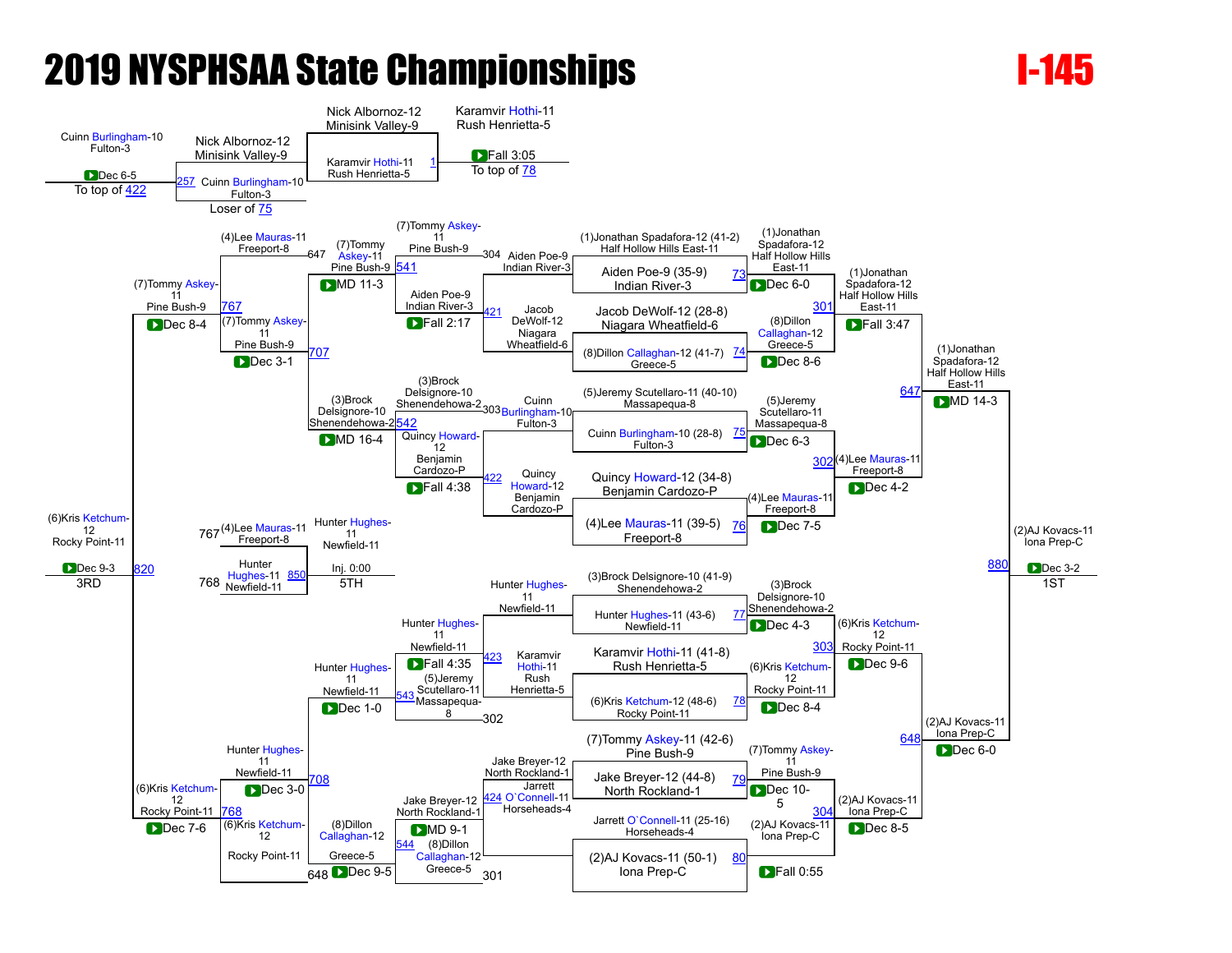# 2019 NYSPHSAA State Championships

# I-145

## Championship Bracket

| Bout | Wrestler 1 | Wrestler 2 | Winner | Result |
|---|---|---|---|---|
| 73 | (1)Jonathan Spadafora-12 (41-2) Half Hollow Hills East-11 | Aiden Poe-9 (35-9) Indian River-3 | (1)Jonathan Spadafora-12 Half Hollow Hills East-11 | Dec 6-0 |
| 74 | Jacob DeWolf-12 (28-8) Niagara Wheatfield-6 | (8)Dillon Callaghan-12 (41-7) Greece-5 | (8)Dillon Callaghan-12 Greece-5 | Dec 8-6 |
| 75 | (5)Jeremy Scutellaro-11 (40-10) Massapequa-8 | Cuinn Burlingham-10 (28-8) Fulton-3 | (5)Jeremy Scutellaro-11 Massapequa-8 | Dec 6-3 |
| 76 | Quincy Howard-12 (34-8) Benjamin Cardozo-P | (4)Lee Mauras-11 (39-5) Freeport-8 | (4)Lee Mauras-11 Freeport-8 | Dec 7-5 |
| 77 | (3)Brock Delsignore-10 (41-9) Shenendehowa-2 | Hunter Hughes-11 (43-6) Newfield-11 | (3)Brock Delsignore-10 Shenendehowa-2 | Dec 4-3 |
| 78 | Karamvir Hothi-11 (41-8) Rush Henrietta-5 | (6)Kris Ketchum-12 (48-6) Rocky Point-11 | (6)Kris Ketchum-12 Rocky Point-11 | Dec 8-4 |
| 79 | (7)Tommy Askey-11 (42-6) Pine Bush-9 | Jake Breyer-12 (44-8) North Rockland-1 | (7)Tommy Askey-11 Pine Bush-9 | Dec 10-5 |
| 80 | Jarrett O`Connell-11 (25-16) Horseheads-4 | (2)AJ Kovacs-11 (50-1) Iona Prep-C | (2)AJ Kovacs-11 Iona Prep-C | Fall 0:55 |
| 301 | (1)Jonathan Spadafora-12 Half Hollow Hills East-11 | (8)Dillon Callaghan-12 Greece-5 | (1)Jonathan Spadafora-12 Half Hollow Hills East-11 | Fall 3:47 |
| 302 | (5)Jeremy Scutellaro-11 Massapequa-8 | (4)Lee Mauras-11 Freeport-8 | (4)Lee Mauras-11 Freeport-8 | Dec 4-2 |
| 303 | (3)Brock Delsignore-10 Shenendehowa-2 | (6)Kris Ketchum-12 Rocky Point-11 | (6)Kris Ketchum-12 Rocky Point-11 | Dec 9-6 |
| 304 | (7)Tommy Askey-11 Pine Bush-9 | (2)AJ Kovacs-11 Iona Prep-C | (2)AJ Kovacs-11 Iona Prep-C | Dec 8-5 |
| 647 | (1)Jonathan Spadafora-12 Half Hollow Hills East-11 | (4)Lee Mauras-11 Freeport-8 | (1)Jonathan Spadafora-12 Half Hollow Hills East-11 | MD 14-3 |
| 648 | (6)Kris Ketchum-12 Rocky Point-11 | (2)AJ Kovacs-11 Iona Prep-C | (2)AJ Kovacs-11 Iona Prep-C | Dec 6-0 |
| 880 | (1)Jonathan Spadafora-12 Half Hollow Hills East-11 | (2)AJ Kovacs-11 Iona Prep-C | (2)AJ Kovacs-11 Iona Prep-C | Dec 3-2 |

1ST: (2)AJ Kovacs-11 Iona Prep-C

## Consolation Bracket

| Bout | Wrestler 1 | Wrestler 2 | Winner | Result |
|---|---|---|---|---|
| 1 | Nick Albornoz-12 Minisink Valley-9 | Karamvir Hothi-11 Rush Henrietta-5 | Karamvir Hothi-11 Rush Henrietta-5 | Fall 3:05 |
| 257 | Cuinn Burlingham-10 Fulton-3 | | Nick Albornoz-12 Minisink Valley-9 | Dec 6-5 |
| 421 | Aiden Poe-9 Indian River-3 | Jacob DeWolf-12 Niagara Wheatfield-6 | Aiden Poe-9 Indian River-3 | Fall 2:17 |
| 422 | Cuinn Burlingham-10 Fulton-3 | Quincy Howard-12 Benjamin Cardozo-P | Quincy Howard-12 Benjamin Cardozo-P | Fall 4:38 |
| 423 | Hunter Hughes-11 Newfield-11 | Karamvir Hothi-11 Rush Henrietta-5 | Hunter Hughes-11 Newfield-11 | Fall 4:35 |
| 424 | Jake Breyer-12 North Rockland-1 | Jarrett O`Connell-11 Horseheads-4 | Jake Breyer-12 North Rockland-1 | MD 9-1 |
| 541 | (7)Tommy Askey-11 Pine Bush-9 | Aiden Poe-9 Indian River-3 | (7)Tommy Askey-11 Pine Bush-9 | MD 11-3 |
| 542 | (3)Brock Delsignore-10 Shenendehowa-2 | Quincy Howard-12 Benjamin Cardozo-P | (3)Brock Delsignore-10 Shenendehowa-2 | MD 16-4 |
| 543 | Hunter Hughes-11 Newfield-11 | (5)Jeremy Scutellaro-11 Massapequa-8 | Hunter Hughes-11 Newfield-11 | Dec 1-0 |
| 544 | Jake Breyer-12 North Rockland-1 | (8)Dillon Callaghan-12 Greece-5 | (8)Dillon Callaghan-12 Greece-5 | Dec 9-5 |
| 707 | (4)Lee Mauras-11 Freeport-8 | (7)Tommy Askey-11 Pine Bush-9 | (7)Tommy Askey-11 Pine Bush-9 | Dec 3-1 |
| 708 | Hunter Hughes-11 Newfield-11 | (6)Kris Ketchum-12 Rocky Point-11 | (6)Kris Ketchum-12 Rocky Point-11 | Dec 3-0 |
| 767 | (7)Tommy Askey-11 Pine Bush-9 | (3)Brock Delsignore-10 Shenendehowa-2 | (7)Tommy Askey-11 Pine Bush-9 | Dec 8-4 |
| 768 | (6)Kris Ketchum-12 Rocky Point-11 | (8)Dillon Callaghan-12 Greece-5 | (6)Kris Ketchum-12 Rocky Point-11 | Dec 7-6 |
| 820 | (7)Tommy Askey-11 Pine Bush-9 | (6)Kris Ketchum-12 Rocky Point-11 | (6)Kris Ketchum-12 Rocky Point-11 | Dec 9-3 |
| 850 | (4)Lee Mauras-11 Freeport-8 | Hunter Hughes-11 Newfield-11 | Hunter Hughes-11 Newfield-11 | Inj. 0:00 |

3RD: (6)Kris Ketchum-12 Rocky Point-11

5TH: Hunter Hughes-11 Newfield-11

Notes: Bout 1 winner: To top of 78. Bout 257: To top of 422; Loser of 75. 767: Loser of 647 vs loser of 648 (placement). 768: Loser of 648.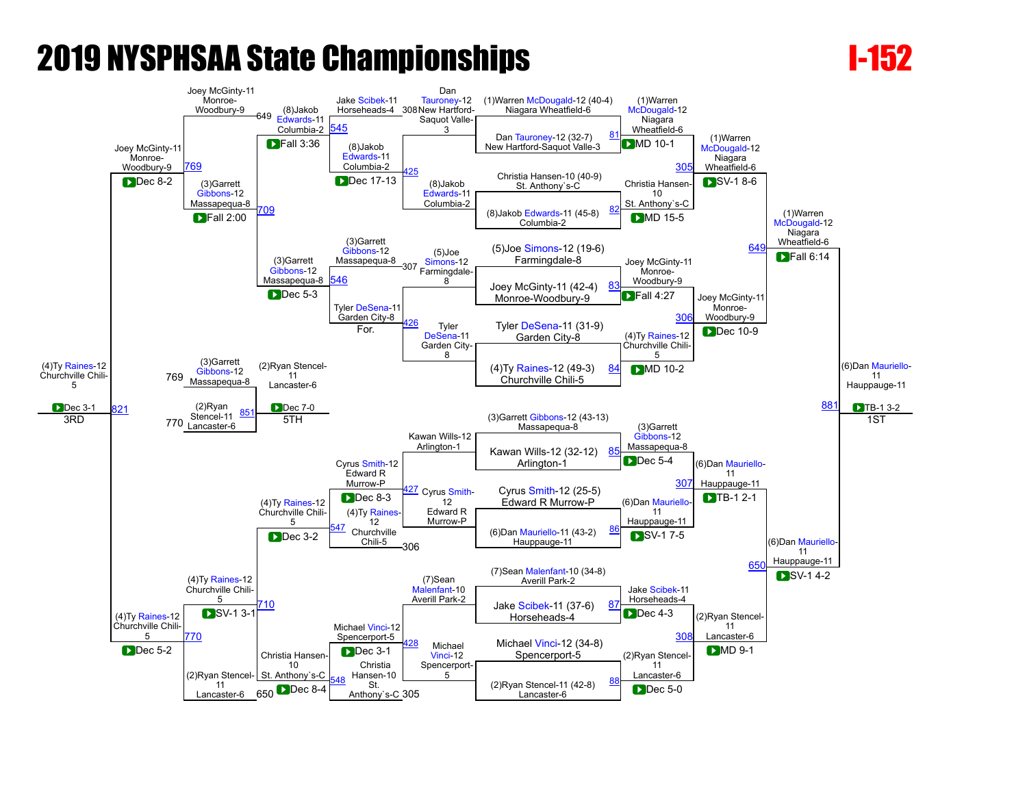# 2019 NYSPHSAA State Championships

# I-152

## Championship Bracket

### Preliminary / First Round

| Bout | Wrestler 1 | Wrestler 2 | Winner | Result |
|---|---|---|---|---|
| 81 | (1)Warren McDougald-12 (40-4) Niagara Wheatfield-6 | Dan Tauroney-12 (32-7) New Hartford-Saqout Valle-3 | (1)Warren McDougald-12 Niagara Wheatfield-6 | MD 10-1 |
| 82 | Christia Hansen-10 (40-9) St. Anthony`s-C | (8)Jakob Edwards-11 (45-8) Columbia-2 | Christia Hansen-10 St. Anthony`s-C | MD 15-5 |
| 83 | (5)Joe Simons-12 (19-6) Farmingdale-8 | Joey McGinty-11 (42-4) Monroe-Woodbury-9 | Joey McGinty-11 Monroe-Woodbury-9 | Fall 4:27 |
| 84 | Tyler DeSena-11 (31-9) Garden City-8 | (4)Ty Raines-12 (49-3) Churchville Chili-5 | (4)Ty Raines-12 Churchville Chili-5 | MD 10-2 |
| 85 | (3)Garrett Gibbons-12 (43-13) Massapequa-8 | Kawan Wills-12 (32-12) Arlington-1 | (3)Garrett Gibbons-12 Massapequa-8 | Dec 5-4 |
| 86 | Cyrus Smith-12 (25-5) Edward R Murrow-P | (6)Dan Mauriello-11 (43-2) Hauppauge-11 | (6)Dan Mauriello-11 Hauppauge-11 | SV-1 7-5 |
| 87 | (7)Sean Malenfant-10 (34-8) Averill Park-2 | Jake Scibek-11 (37-6) Horseheads-4 | Jake Scibek-11 Horseheads-4 | Dec 4-3 |
| 88 | Michael Vinci-12 (34-8) Spencerport-5 | (2)Ryan Stencel-11 (42-8) Lancaster-6 | (2)Ryan Stencel-11 Lancaster-6 | Dec 5-0 |

### Quarterfinals

| Bout | Winner | Result |
|---|---|---|
| 305 | (1)Warren McDougald-12 Niagara Wheatfield-6 | SV-1 8-6 |
| 306 | Joey McGinty-11 Monroe-Woodbury-9 | Dec 10-9 |
| 307 | (6)Dan Mauriello-11 Hauppauge-11 | TB-1 2-1 |
| 308 | (2)Ryan Stencel-11 Lancaster-6 | MD 9-1 |

### Semifinals

| Bout | Winner | Result |
|---|---|---|
| 649 | (1)Warren McDougald-12 Niagara Wheatfield-6 | Fall 6:14 |
| 650 | (6)Dan Mauriello-11 Hauppauge-11 | SV-1 4-2 |

### Final (1ST)

| Bout | Winner | Result |
|---|---|---|
| 881 | (6)Dan Mauriello-11 Hauppauge-11 | TB-1 3-2 |

## Consolation Bracket

### Consolation Round 1

| Bout | Wrestler 1 | Wrestler 2 | Winner | Result |
|---|---|---|---|---|
| 425 | Dan Tauroney-12 New Hartford-Saquot Valle-3 | (8)Jakob Edwards-11 Columbia-2 | (8)Jakob Edwards-11 Columbia-2 | Dec 17-13 |
| 426 | (5)Joe Simons-12 Farmingdale-8 | Tyler DeSena-11 Garden City-8 | Tyler DeSena-11 Garden City-8 | For. |
| 427 | Kawan Wills-12 Arlington-1 | Cyrus Smith-12 Edward R Murrow-P | Cyrus Smith-12 Edward R Murrow-P | Dec 8-3 |
| 428 | (7)Sean Malenfant-10 Averill Park-2 | Michael Vinci-12 Spencerport-5 | Michael Vinci-12 Spencerport-5 | Dec 3-1 |

### Consolation Round 2

| Bout | Wrestler 1 | Wrestler 2 | Winner | Result |
|---|---|---|---|---|
| 545 | Jake Scibek-11 Horseheads-4 (308) | (8)Jakob Edwards-11 Columbia-2 | (8)Jakob Edwards-11 Columbia-2 | Fall 3:36 |
| 546 | (3)Garrett Gibbons-12 Massapequa-8 (307) | Tyler DeSena-11 Garden City-8 | (3)Garrett Gibbons-12 Massapequa-8 | Dec 5-3 |
| 547 | Cyrus Smith-12 Edward R Murrow-P | (4)Ty Raines-12 Churchville Chili-5 (306) | (4)Ty Raines-12 Churchville Chili-5 | Dec 3-2 |
| 548 | Michael Vinci-12 Spencerport-5 | Christia Hansen-10 St. Anthony`s-C (305) | Christia Hansen-10 St. Anthony`s-C | Dec 8-4 |

### Consolation Quarterfinals

| Bout | Wrestler 1 | Wrestler 2 | Winner | Result |
|---|---|---|---|---|
| 709 | (8)Jakob Edwards-11 Columbia-2 | (3)Garrett Gibbons-12 Massapequa-8 | (3)Garrett Gibbons-12 Massapequa-8 | Fall 2:00 |
| 710 | (4)Ty Raines-12 Churchville Chili-5 | Christia Hansen-10 St. Anthony`s-C | (4)Ty Raines-12 Churchville Chili-5 | SV-1 3-1 |

### Consolation Semifinals

| Bout | Wrestler 1 | Wrestler 2 | Winner | Result |
|---|---|---|---|---|
| 769 | Joey McGinty-11 Monroe-Woodbury-9 (649) | (3)Garrett Gibbons-12 Massapequa-8 | Joey McGinty-11 Monroe-Woodbury-9 | Dec 8-2 |
| 770 | (4)Ty Raines-12 Churchville Chili-5 | (2)Ryan Stencel-11 Lancaster-6 (650) | (4)Ty Raines-12 Churchville Chili-5 | Dec 5-2 |

### 3rd Place

| Bout | Winner | Result |
|---|---|---|
| 821 | (4)Ty Raines-12 Churchville Chili-5 | Dec 3-1 |

### 5th Place

| Bout | Wrestler 1 | Wrestler 2 | Winner | Result |
|---|---|---|---|---|
| 851 | (3)Garrett Gibbons-12 Massapequa-8 (769) | (2)Ryan Stencel-11 Lancaster-6 (770) | (2)Ryan Stencel-11 Lancaster-6 | Dec 7-0 |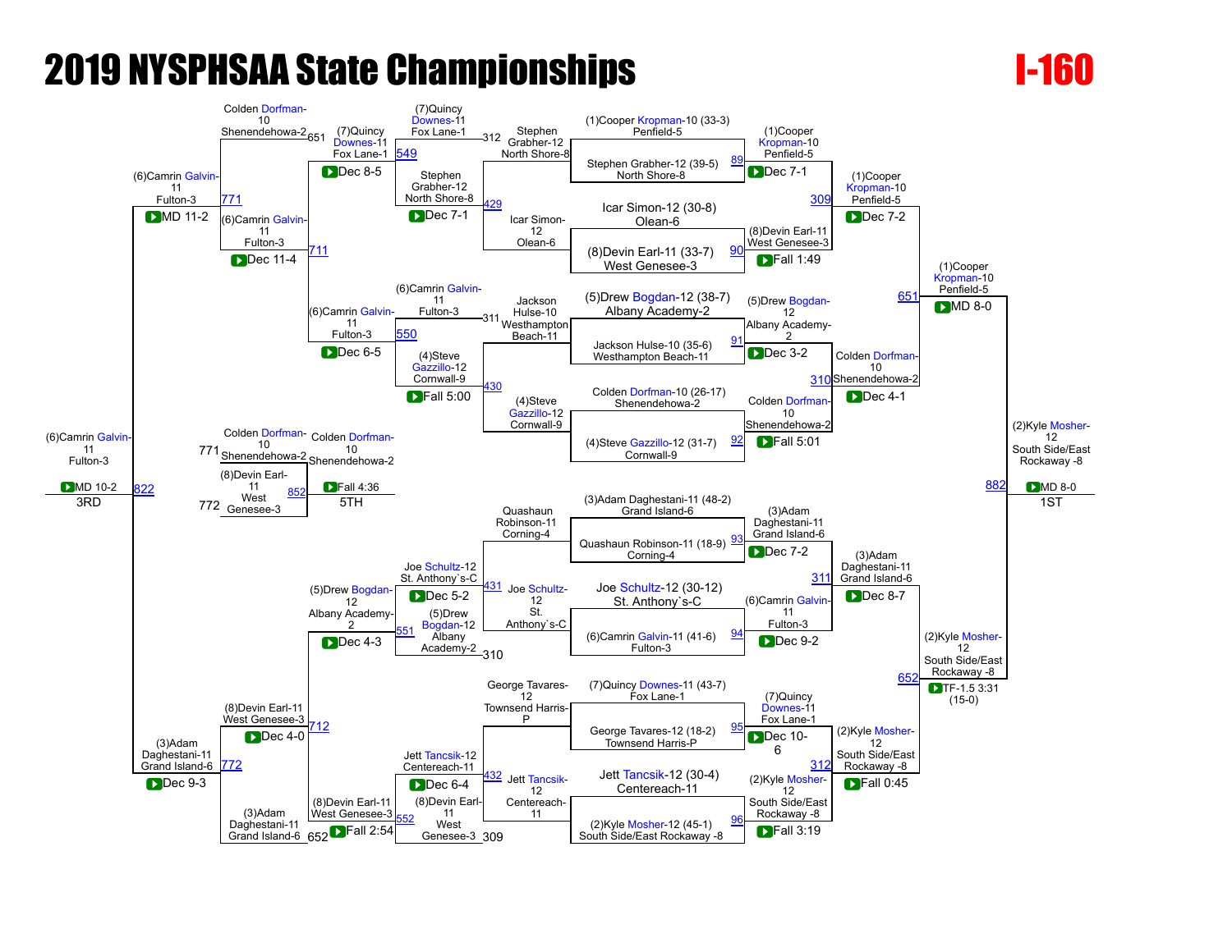# 2019 NYSPHSAA State Championships

## I-160

### Championship Bracket

| Bout | Wrestler 1 | Wrestler 2 | Winner | Result |
|---|---|---|---|---|
| 89 | (1)Cooper Kropman-10 (33-3) Penfield-5 | Stephen Grabher-12 (39-5) North Shore-8 | (1)Cooper Kropman-10 Penfield-5 | Dec 7-1 |
| 90 | Icar Simon-12 (30-8) Olean-6 | (8)Devin Earl-11 (33-7) West Genesee-3 | (8)Devin Earl-11 West Genesee-3 | Fall 1:49 |
| 91 | (5)Drew Bogdan-12 (38-7) Albany Academy-2 | Jackson Hulse-10 (35-6) Westhampton Beach-11 | (5)Drew Bogdan-12 Albany Academy-2 | Dec 3-2 |
| 92 | Colden Dorfman-10 (26-17) Shenendehowa-2 | (4)Steve Gazzillo-12 (31-7) Cornwall-9 | Colden Dorfman-10 Shenendehowa-2 | Fall 5:01 |
| 93 | (3)Adam Daghestani-11 (48-2) Grand Island-6 | Quashaun Robinson-11 (18-9) Corning-4 | (3)Adam Daghestani-11 Grand Island-6 | Dec 7-2 |
| 94 | Joe Schultz-12 (30-12) St. Anthony`s-C | (6)Camrin Galvin-11 (41-6) Fulton-3 | (6)Camrin Galvin-11 Fulton-3 | Dec 9-2 |
| 95 | (7)Quincy Downes-11 (43-7) Fox Lane-1 | George Tavares-12 (18-2) Townsend Harris-P | (7)Quincy Downes-11 Fox Lane-1 | Dec 10-6 |
| 96 | Jett Tancsik-12 (30-4) Centereach-11 | (2)Kyle Mosher-12 (45-1) South Side/East Rockaway -8 | (2)Kyle Mosher-12 South Side/East Rockaway -8 | Fall 3:19 |
| 309 | (1)Cooper Kropman-10 Penfield-5 | (8)Devin Earl-11 West Genesee-3 | (1)Cooper Kropman-10 Penfield-5 | Dec 7-2 |
| 310 | (5)Drew Bogdan-12 Albany Academy-2 | Colden Dorfman-10 Shenendehowa-2 | Colden Dorfman-10 Shenendehowa-2 | Dec 4-1 |
| 311 | (3)Adam Daghestani-11 Grand Island-6 | (6)Camrin Galvin-11 Fulton-3 | (3)Adam Daghestani-11 Grand Island-6 | Dec 8-7 |
| 312 | (7)Quincy Downes-11 Fox Lane-1 | (2)Kyle Mosher-12 South Side/East Rockaway -8 | (2)Kyle Mosher-12 South Side/East Rockaway -8 | Fall 0:45 |
| 651 | (1)Cooper Kropman-10 Penfield-5 | Colden Dorfman-10 Shenendehowa-2 | (1)Cooper Kropman-10 Penfield-5 | MD 8-0 |
| 652 | (3)Adam Daghestani-11 Grand Island-6 | (2)Kyle Mosher-12 South Side/East Rockaway -8 | (2)Kyle Mosher-12 South Side/East Rockaway -8 | TF-1.5 3:31 (15-0) |
| 882 | (1)Cooper Kropman-10 Penfield-5 | (2)Kyle Mosher-12 South Side/East Rockaway -8 | (2)Kyle Mosher-12 South Side/East Rockaway -8 (1ST) | MD 8-0 |

### Consolation Bracket

| Bout | Wrestler 1 | Wrestler 2 | Winner | Result |
|---|---|---|---|---|
| 429 | Stephen Grabher-12 North Shore-8 | Icar Simon-12 Olean-6 | Stephen Grabher-12 North Shore-8 | Dec 7-1 |
| 430 | Jackson Hulse-10 Westhampton Beach-11 | (4)Steve Gazzillo-12 Cornwall-9 | (4)Steve Gazzillo-12 Cornwall-9 | Fall 5:00 |
| 431 | Quashaun Robinson-11 Corning-4 | Joe Schultz-12 St. Anthony`s-C | Joe Schultz-12 St. Anthony`s-C | Dec 5-2 |
| 432 | George Tavares-12 Townsend Harris-P | Jett Tancsik-12 Centereach-11 | Jett Tancsik-12 Centereach-11 | Dec 6-4 |
| 549 | (7)Quincy Downes-11 Fox Lane-1 (L 312) | Stephen Grabher-12 North Shore-8 | (7)Quincy Downes-11 Fox Lane-1 | Dec 8-5 |
| 550 | (6)Camrin Galvin-11 Fulton-3 (L 311) | (4)Steve Gazzillo-12 Cornwall-9 | (6)Camrin Galvin-11 Fulton-3 | Dec 6-5 |
| 551 | Joe Schultz-12 St. Anthony`s-C | (5)Drew Bogdan-12 Albany Academy-2 (L 310) | (5)Drew Bogdan-12 Albany Academy-2 | Dec 4-3 |
| 552 | Jett Tancsik-12 Centereach-11 | (8)Devin Earl-11 West Genesee-3 (L 309) | (8)Devin Earl-11 West Genesee-3 | Fall 2:54 |
| 711 | (7)Quincy Downes-11 Fox Lane-1 | (6)Camrin Galvin-11 Fulton-3 | (6)Camrin Galvin-11 Fulton-3 | Dec 11-4 |
| 712 | (5)Drew Bogdan-12 Albany Academy-2 | (8)Devin Earl-11 West Genesee-3 | (8)Devin Earl-11 West Genesee-3 | Dec 4-0 |
| 771 | Colden Dorfman-10 Shenendehowa-2 (L 651) | (6)Camrin Galvin-11 Fulton-3 | (6)Camrin Galvin-11 Fulton-3 | MD 11-2 |
| 772 | (8)Devin Earl-11 West Genesee-3 | (3)Adam Daghestani-11 Grand Island-6 (L 652) | (3)Adam Daghestani-11 Grand Island-6 | Dec 9-3 |
| 822 | (6)Camrin Galvin-11 Fulton-3 | (3)Adam Daghestani-11 Grand Island-6 | (6)Camrin Galvin-11 Fulton-3 (3RD) | MD 10-2 |
| 852 | Colden Dorfman-10 Shenendehowa-2 (L 771) | (8)Devin Earl-11 West Genesee-3 (L 772) | Colden Dorfman-10 Shenendehowa-2 (5TH) | Fall 4:36 |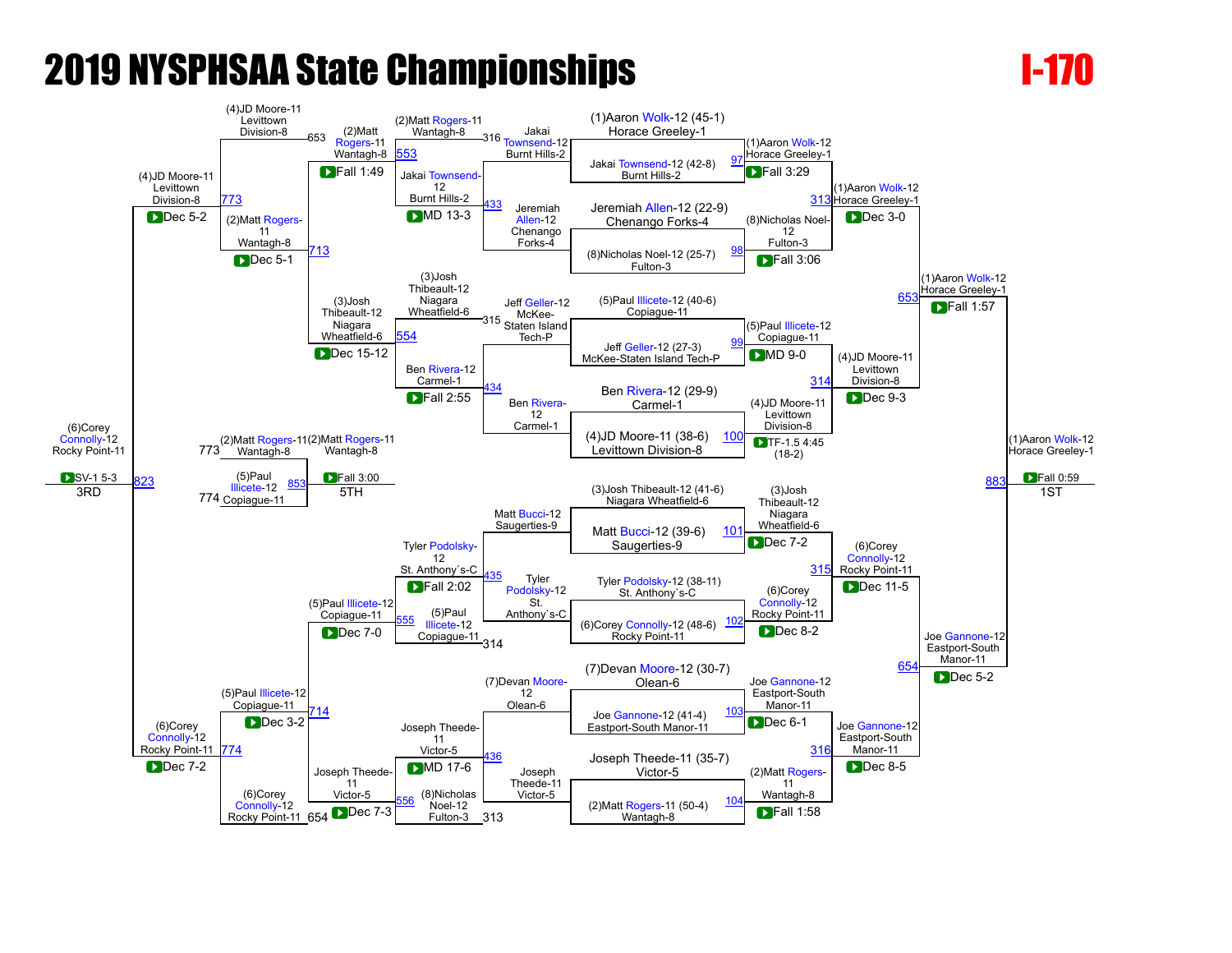# 2019 NYSPHSAA State Championships

## I-170

### Championship Bracket

**First Round**

| Bout | Wrestler | Wrestler | Winner | Result |
|---|---|---|---|---|
| 97 | (1)Aaron Wolk-12 (45-1) Horace Greeley-1 | Jakai Townsend-12 (42-8) Burnt Hills-2 | (1)Aaron Wolk-12 Horace Greeley-1 | Fall 3:29 |
| 98 | Jeremiah Allen-12 (22-9) Chenango Forks-4 | (8)Nicholas Noel-12 (25-7) Fulton-3 | (8)Nicholas Noel-12 Fulton-3 | Fall 3:06 |
| 99 | (5)Paul Illicete-12 (40-6) Copiague-11 | Jeff Geller-12 (27-3) McKee-Staten Island Tech-P | (5)Paul Illicete-12 Copiague-11 | MD 9-0 |
| 100 | Ben Rivera-12 (29-9) Carmel-1 | (4)JD Moore-11 (38-6) Levittown Division-8 | (4)JD Moore-11 Levittown Division-8 | TF-1.5 4:45 (18-2) |
| 101 | (3)Josh Thibeault-12 (41-6) Niagara Wheatfield-6 | Matt Bucci-12 (39-6) Saugerties-9 | (3)Josh Thibeault-12 Niagara Wheatfield-6 | Dec 7-2 |
| 102 | Tyler Podolsky-12 (38-11) St. Anthony`s-C | (6)Corey Connolly-12 (48-6) Rocky Point-11 | (6)Corey Connolly-12 Rocky Point-11 | Dec 8-2 |
| 103 | (7)Devan Moore-12 (30-7) Olean-6 | Joe Gannone-12 (41-4) Eastport-South Manor-11 | Joe Gannone-12 Eastport-South Manor-11 | Dec 6-1 |
| 104 | Joseph Theede-11 (35-7) Victor-5 | (2)Matt Rogers-11 (50-4) Wantagh-8 | (2)Matt Rogers-11 Wantagh-8 | Fall 1:58 |

**Quarterfinals**

| Bout | Wrestler | Wrestler | Winner | Result |
|---|---|---|---|---|
| 313 | (1)Aaron Wolk-12 Horace Greeley-1 | (8)Nicholas Noel-12 Fulton-3 | (1)Aaron Wolk-12 Horace Greeley-1 | Dec 3-0 |
| 314 | (5)Paul Illicete-12 Copiague-11 | (4)JD Moore-11 Levittown Division-8 | (4)JD Moore-11 Levittown Division-8 | Dec 9-3 |
| 315 | (3)Josh Thibeault-12 Niagara Wheatfield-6 | (6)Corey Connolly-12 Rocky Point-11 | (6)Corey Connolly-12 Rocky Point-11 | Dec 11-5 |
| 316 | Joe Gannone-12 Eastport-South Manor-11 | (2)Matt Rogers-11 Wantagh-8 | Joe Gannone-12 Eastport-South Manor-11 | Dec 8-5 |

**Semifinals**

| Bout | Wrestler | Wrestler | Winner | Result |
|---|---|---|---|---|
| 653 | (1)Aaron Wolk-12 Horace Greeley-1 | (4)JD Moore-11 Levittown Division-8 | (1)Aaron Wolk-12 Horace Greeley-1 | Fall 1:57 |
| 654 | (6)Corey Connolly-12 Rocky Point-11 | Joe Gannone-12 Eastport-South Manor-11 | Joe Gannone-12 Eastport-South Manor-11 | Dec 5-2 |

**Final**

| Bout | Wrestler | Wrestler | Winner | Result |
|---|---|---|---|---|
| 883 | (1)Aaron Wolk-12 Horace Greeley-1 | Joe Gannone-12 Eastport-South Manor-11 | (1)Aaron Wolk-12 Horace Greeley-1 | Fall 0:59 — 1ST |

### Consolation Bracket

**Consolation Round 1**

| Bout | Wrestler | Wrestler | Winner | Result |
|---|---|---|---|---|
| 433 | Jakai Townsend-12 Burnt Hills-2 | Jeremiah Allen-12 Chenango Forks-4 | Jakai Townsend-12 Burnt Hills-2 | MD 13-3 |
| 434 | Jeff Geller-12 McKee-Staten Island Tech-P | Ben Rivera-12 Carmel-1 | Ben Rivera-12 Carmel-1 | Fall 2:55 |
| 435 | Matt Bucci-12 Saugerties-9 | Tyler Podolsky-12 St. Anthony`s-C | Tyler Podolsky-12 St. Anthony`s-C | Fall 2:02 |
| 436 | (7)Devan Moore-12 Olean-6 | Joseph Theede-11 Victor-5 | Joseph Theede-11 Victor-5 | MD 17-6 |

**Consolation Round 2**

| Bout | Wrestler | Wrestler | Winner | Result |
|---|---|---|---|---|
| 553 | (2)Matt Rogers-11 Wantagh-8 (from 316) | Jakai Townsend-12 Burnt Hills-2 | (2)Matt Rogers-11 Wantagh-8 | Fall 1:49 |
| 554 | (3)Josh Thibeault-12 Niagara Wheatfield-6 (from 315) | Ben Rivera-12 Carmel-1 | (3)Josh Thibeault-12 Niagara Wheatfield-6 | Dec 15-12 |
| 555 | Tyler Podolsky-12 St. Anthony`s-C | (5)Paul Illicete-12 Copiague-11 (from 314) | (5)Paul Illicete-12 Copiague-11 | Dec 7-0 |
| 556 | Joseph Theede-11 Victor-5 | (8)Nicholas Noel-12 Fulton-3 (from 313) | Joseph Theede-11 Victor-5 | Dec 7-3 |

**Consolation Quarterfinals**

| Bout | Wrestler | Wrestler | Winner | Result |
|---|---|---|---|---|
| 713 | (2)Matt Rogers-11 Wantagh-8 | (3)Josh Thibeault-12 Niagara Wheatfield-6 | (2)Matt Rogers-11 Wantagh-8 | Dec 5-1 |
| 714 | (5)Paul Illicete-12 Copiague-11 | Joseph Theede-11 Victor-5 | (5)Paul Illicete-12 Copiague-11 | Dec 3-2 |

**Consolation Semifinals**

| Bout | Wrestler | Wrestler | Winner | Result |
|---|---|---|---|---|
| 773 | (4)JD Moore-11 Levittown Division-8 (from 653) | (2)Matt Rogers-11 Wantagh-8 | (4)JD Moore-11 Levittown Division-8 | Dec 5-2 |
| 774 | (5)Paul Illicete-12 Copiague-11 | (6)Corey Connolly-12 Rocky Point-11 (from 654) | (6)Corey Connolly-12 Rocky Point-11 | Dec 7-2 |

**3rd Place**

| Bout | Wrestler | Wrestler | Winner | Result |
|---|---|---|---|---|
| 823 | (4)JD Moore-11 Levittown Division-8 | (6)Corey Connolly-12 Rocky Point-11 | (6)Corey Connolly-12 Rocky Point-11 | SV-1 5-3 — 3RD |

**5th Place**

| Bout | Wrestler | Wrestler | Winner | Result |
|---|---|---|---|---|
| 853 | (2)Matt Rogers-11 Wantagh-8 (773) | (5)Paul Illicete-12 Copiague-11 (774) | (2)Matt Rogers-11 Wantagh-8 | Fall 3:00 — 5TH |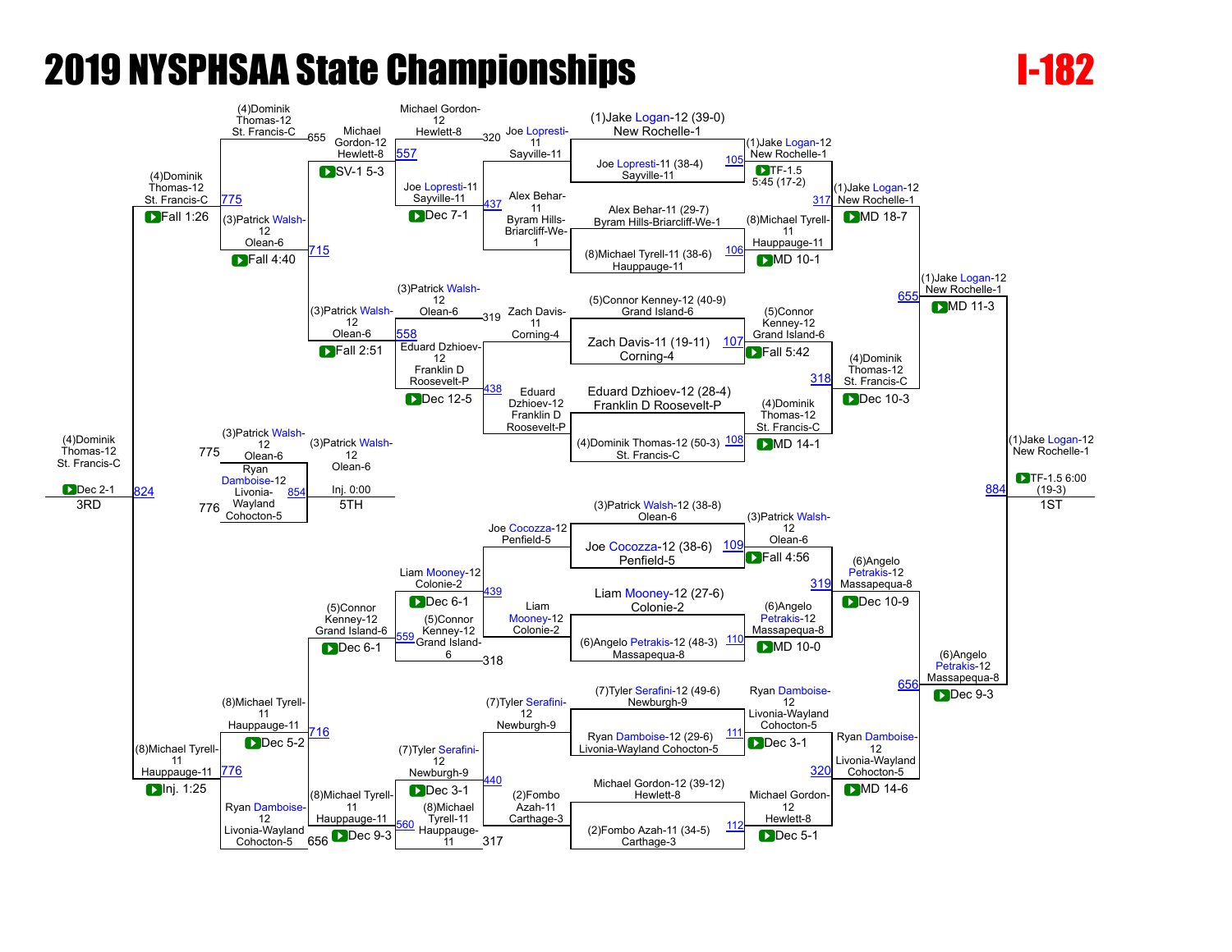# 2019 NYSPHSAA State Championships

# I-182

## Championship Bracket

### First Round

| Match | Wrestler A | Wrestler B | Winner | Result |
|---|---|---|---|---|
| 105 | (1)Jake Logan-12 (39-0) New Rochelle-1 | Joe Lopresti-11 (38-4) Sayville-11 | (1)Jake Logan-12 New Rochelle-1 | TF-1.5 5:45 (17-2) |
| 106 | Alex Behar-11 (29-7) Byram Hills-Briarcliff-We-1 | (8)Michael Tyrell-11 (38-6) Hauppauge-11 | (8)Michael Tyrell-11 Hauppauge-11 | MD 10-1 |
| 107 | (5)Connor Kenney-12 (40-9) Grand Island-6 | Zach Davis-11 (19-11) Corning-4 | (5)Connor Kenney-12 Grand Island-6 | Fall 5:42 |
| 108 | Eduard Dzhioev-12 (28-4) Franklin D Roosevelt-P | (4)Dominik Thomas-12 (50-3) St. Francis-C | (4)Dominik Thomas-12 St. Francis-C | MD 14-1 |
| 109 | (3)Patrick Walsh-12 (38-8) Olean-6 | Joe Cocozza-12 (38-6) Penfield-5 | (3)Patrick Walsh-12 Olean-6 | Fall 4:56 |
| 110 | Liam Mooney-12 (27-6) Colonie-2 | (6)Angelo Petrakis-12 (48-3) Massapequa-8 | (6)Angelo Petrakis-12 Massapequa-8 | MD 10-0 |
| 111 | (7)Tyler Serafini-12 (49-6) Newburgh-9 | Ryan Damboise-12 (29-6) Livonia-Wayland Cohocton-5 | Ryan Damboise-12 Livonia-Wayland Cohocton-5 | Dec 3-1 |
| 112 | Michael Gordon-12 (39-12) Hewlett-8 | (2)Fombo Azah-11 (34-5) Carthage-3 | Michael Gordon-12 Hewlett-8 | Dec 5-1 |

### Quarterfinals

| Match | Winner | Result |
|---|---|---|
| 317 | (1)Jake Logan-12 New Rochelle-1 | MD 18-7 |
| 318 | (4)Dominik Thomas-12 St. Francis-C | Dec 10-3 |
| 319 | (6)Angelo Petrakis-12 Massapequa-8 | Dec 10-9 |
| 320 | Ryan Damboise-12 Livonia-Wayland Cohocton-5 | MD 14-6 |

### Semifinals

| Match | Winner | Result |
|---|---|---|
| 655 | (1)Jake Logan-12 New Rochelle-1 | MD 11-3 |
| 656 | (6)Angelo Petrakis-12 Massapequa-8 | Dec 9-3 |

### Final (1ST)

| Match | Winner | Result |
|---|---|---|
| 884 | (1)Jake Logan-12 New Rochelle-1 | TF-1.5 6:00 (19-3) |

## Consolation Bracket

### Consolation Round 1

| Match | Wrestlers | Winner | Result |
|---|---|---|---|
| 437 | Joe Lopresti-11 Sayville-11 / Alex Behar-11 Byram Hills-Briarcliff-We-1 | Joe Lopresti-11 Sayville-11 | Dec 7-1 |
| 438 | Zach Davis-11 Corning-4 / Eduard Dzhioev-12 Franklin D Roosevelt-P | Eduard Dzhioev-12 Franklin D Roosevelt-P | Dec 12-5 |
| 439 | Joe Cocozza-12 Penfield-5 / Liam Mooney-12 Colonie-2 | Liam Mooney-12 Colonie-2 | Dec 6-1 |
| 440 | (7)Tyler Serafini-12 Newburgh-9 / (2)Fombo Azah-11 Carthage-3 | (7)Tyler Serafini-12 Newburgh-9 | Dec 3-1 |

### Consolation Round 2

| Match | Wrestlers | Winner | Result |
|---|---|---|---|
| 557 | Michael Gordon-12 Hewlett-8 (320) / Joe Lopresti-11 Sayville-11 | Michael Gordon-12 Hewlett-8 | SV-1 5-3 |
| 558 | (3)Patrick Walsh-12 Olean-6 (319) / Eduard Dzhioev-12 Franklin D Roosevelt-P | (3)Patrick Walsh-12 Olean-6 | Fall 2:51 |
| 559 | Liam Mooney-12 Colonie-2 / (5)Connor Kenney-12 Grand Island-6 (318) | (5)Connor Kenney-12 Grand Island-6 | Dec 6-1 |
| 560 | (7)Tyler Serafini-12 Newburgh-9 / (8)Michael Tyrell-11 Hauppauge-11 (317) | (8)Michael Tyrell-11 Hauppauge-11 | Dec 9-3 |

### Consolation Quarterfinals

| Match | Wrestlers | Winner | Result |
|---|---|---|---|
| 715 | (4)Dominik Thomas-12 St. Francis-C (655) / Michael Gordon-12 Hewlett-8 | (3)Patrick Walsh-12 Olean-6 | Fall 4:40 |
| 716 | (5)Connor Kenney-12 Grand Island-6 / Ryan Damboise-12 Livonia-Wayland Cohocton-5 (656) | (8)Michael Tyrell-11 Hauppauge-11 | Dec 5-2 |

Note: 715 is between Michael Gordon-12 Hewlett-8 and (3)Patrick Walsh-12 Olean-6; 655 loser (4)Dominik Thomas-12 St. Francis-C vs 715 winner in match 775. 716 is between (5)Connor Kenney-12 Grand Island-6 and (8)Michael Tyrell-11 Hauppauge-11; 656 loser Ryan Damboise-12 Livonia-Wayland Cohocton-5 vs 716 winner in match 776.

### Consolation Semifinals

| Match | Wrestlers | Winner | Result |
|---|---|---|---|
| 775 | (4)Dominik Thomas-12 St. Francis-C / (3)Patrick Walsh-12 Olean-6 | (4)Dominik Thomas-12 St. Francis-C | Fall 1:26 |
| 776 | (8)Michael Tyrell-11 Hauppauge-11 / Ryan Damboise-12 Livonia-Wayland Cohocton-5 | (8)Michael Tyrell-11 Hauppauge-11 | Inj. 1:25 |

### 3rd Place

| Match | Winner | Result |
|---|---|---|
| 824 | (4)Dominik Thomas-12 St. Francis-C | Dec 2-1 |

### 5th Place

| Match | Wrestlers | Winner | Result |
|---|---|---|---|
| 854 | (3)Patrick Walsh-12 Olean-6 (775) / Ryan Damboise-12 Livonia-Wayland Cohocton-5 (776) | (3)Patrick Walsh-12 Olean-6 | Inj. 0:00 |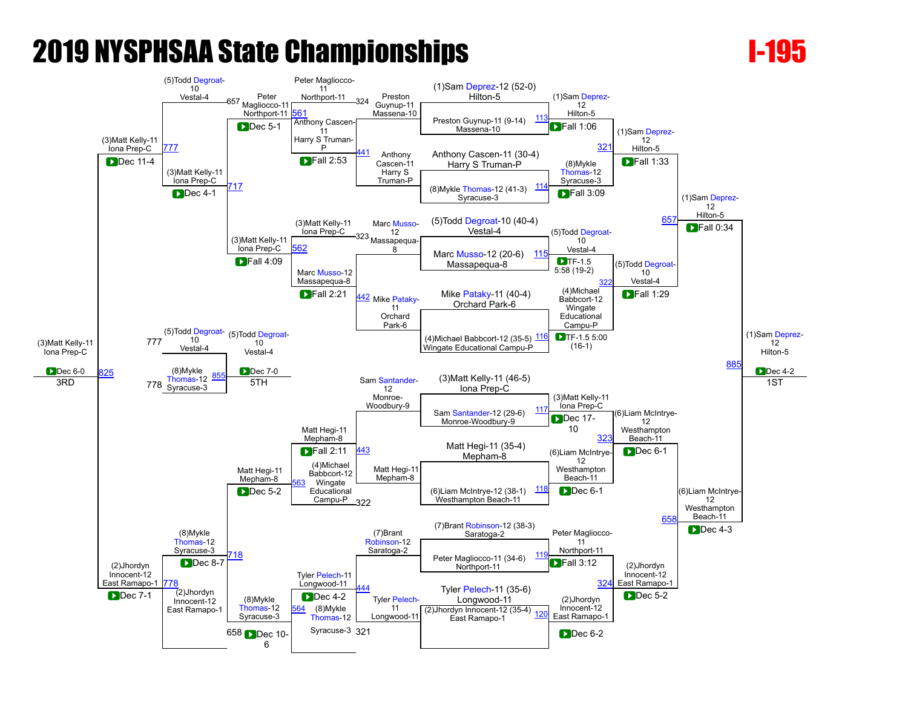# 2019 NYSPHSAA State Championships

## I-195

### Championship Bracket

**First Round**

| Bout | Wrestler | Opponent | Winner | Result |
|---|---|---|---|---|
| 113 | (1)Sam Deprez-12 (52-0) Hilton-5 | Preston Guynup-11 (9-14) Massena-10 | (1)Sam Deprez-12 Hilton-5 | Fall 1:06 |
| 114 | Anthony Cascen-11 (30-4) Harry S Truman-P | (8)Mykle Thomas-12 (41-3) Syracuse-3 | (8)Mykle Thomas-12 Syracuse-3 | Fall 3:09 |
| 115 | (5)Todd Degroat-10 (40-4) Vestal-4 | Marc Musso-12 (20-6) Massapequa-8 | (5)Todd Degroat-10 Vestal-4 | TF-1.5 5:58 (19-2) |
| 116 | Mike Pataky-11 (40-4) Orchard Park-6 | (4)Michael Babbcort-12 (35-5) Wingate Educational Campu-P | (4)Michael Babbcort-12 Wingate Educational Campu-P | TF-1.5 5:00 (16-1) |
| 117 | (3)Matt Kelly-11 (46-5) Iona Prep-C | Sam Santander-12 (29-6) Monroe-Woodbury-9 | (3)Matt Kelly-11 Iona Prep-C | Dec 17-10 |
| 118 | Matt Hegi-11 (35-4) Mepham-8 | (6)Liam McIntrye-12 (38-1) Westhampton Beach-11 | (6)Liam McIntrye-12 Westhampton Beach-11 | Dec 6-1 |
| 119 | (7)Brant Robinson-12 (38-3) Saratoga-2 | Peter Magliocco-11 (34-6) Northport-11 | Peter Magliocco-11 Northport-11 | Fall 3:12 |
| 120 | Tyler Pelech-11 (35-6) Longwood-11 | (2)Jhordyn Innocent-12 (35-4) East Ramapo-1 | (2)Jhordyn Innocent-12 East Ramapo-1 | Dec 6-2 |

**Quarterfinals**

| Bout | Winner | Result |
|---|---|---|
| 321 | (1)Sam Deprez-12 Hilton-5 | Fall 1:33 |
| 322 | (5)Todd Degroat-10 Vestal-4 | Fall 1:29 |
| 323 | (6)Liam McIntrye-12 Westhampton Beach-11 | Dec 6-1 |
| 324 | (2)Jhordyn Innocent-12 East Ramapo-1 | Dec 5-2 |

**Semifinals**

| Bout | Winner | Result |
|---|---|---|
| 657 | (1)Sam Deprez-12 Hilton-5 | Fall 0:34 |
| 658 | (6)Liam McIntrye-12 Westhampton Beach-11 | Dec 4-3 |

**Final**

| Bout | Winner | Result | Place |
|---|---|---|---|
| 885 | (1)Sam Deprez-12 Hilton-5 | Dec 4-2 | 1ST |

### Consolation Bracket

| Bout | Wrestlers | Winner | Result |
|---|---|---|---|
| 441 | Preston Guynup-11 Massena-10 vs Anthony Cascen-11 Harry S Truman-P | Anthony Cascen-11 Harry S Truman-P | Fall 2:53 |
| 442 | Marc Musso-12 Massapequa-8 vs Mike Pataky-11 Orchard Park-6 | Marc Musso-12 Massapequa-8 | Fall 2:21 |
| 443 | Sam Santander-12 Monroe-Woodbury-9 vs Matt Hegi-11 Mepham-8 | Matt Hegi-11 Mepham-8 | Fall 2:11 |
| 444 | (7)Brant Robinson-12 Saratoga-2 vs Tyler Pelech-11 Longwood-11 | Tyler Pelech-11 Longwood-11 | Dec 4-2 |
| 561 | Peter Magliocco-11 Northport-11 (324) vs Anthony Cascen-11 Harry S Truman-P | Peter Magliocco-11 Northport-11 | Dec 5-1 |
| 562 | (3)Matt Kelly-11 Iona Prep-C (323) vs Marc Musso-12 Massapequa-8 | (3)Matt Kelly-11 Iona Prep-C | Fall 4:09 |
| 563 | Matt Hegi-11 Mepham-8 vs (4)Michael Babbcort-12 Wingate Educational Campu-P (322) | Matt Hegi-11 Mepham-8 | Dec 5-2 |
| 564 | Tyler Pelech-11 Longwood-11 vs (8)Mykle Thomas-12 Syracuse-3 (321) | (8)Mykle Thomas-12 Syracuse-3 | Dec 10-6 |
| 717 | (5)Todd Degroat-10 Vestal-4 (657) vs Peter Magliocco-11 Northport-11 / (3)Matt Kelly-11 Iona Prep-C | (3)Matt Kelly-11 Iona Prep-C | Dec 4-1 |
| 718 | Matt Hegi-11 Mepham-8 / (8)Mykle Thomas-12 Syracuse-3 vs (2)Jhordyn Innocent-12 East Ramapo-1 (658) | (8)Mykle Thomas-12 Syracuse-3 | Dec 8-7 |
| 777 | (3)Matt Kelly-11 Iona Prep-C vs (5)Todd Degroat-10 Vestal-4 | (3)Matt Kelly-11 Iona Prep-C | Dec 11-4 |
| 778 | (8)Mykle Thomas-12 Syracuse-3 vs (2)Jhordyn Innocent-12 East Ramapo-1 | (2)Jhordyn Innocent-12 East Ramapo-1 | Dec 7-1 |

### Placement Bouts

| Bout | Wrestlers | Winner | Result | Place |
|---|---|---|---|---|
| 825 | (3)Matt Kelly-11 Iona Prep-C vs (2)Jhordyn Innocent-12 East Ramapo-1 | (3)Matt Kelly-11 Iona Prep-C | Dec 6-0 | 3RD |
| 855 | (5)Todd Degroat-10 Vestal-4 (777) vs (8)Mykle Thomas-12 Syracuse-3 (778) | (5)Todd Degroat-10 Vestal-4 | Dec 7-0 | 5TH |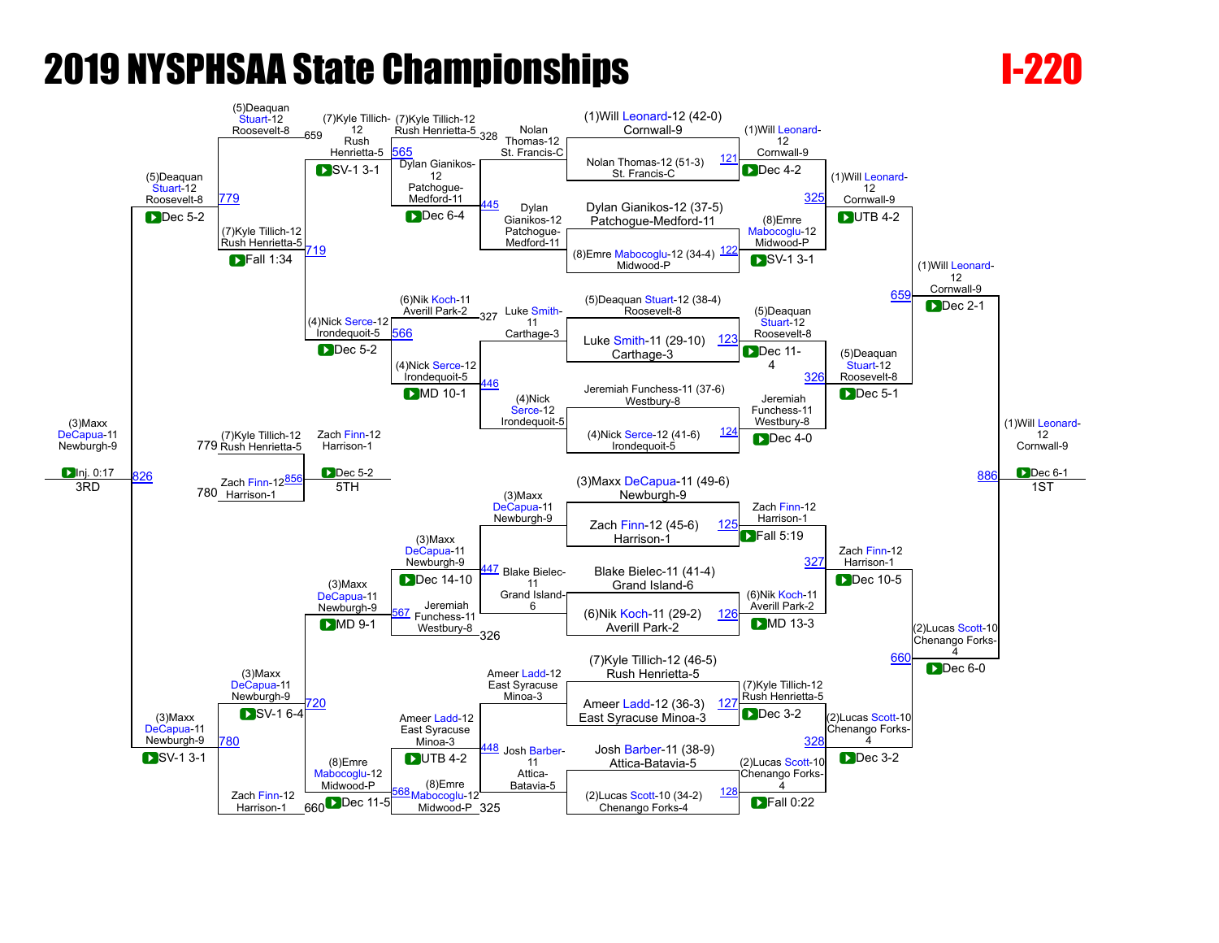# 2019 NYSPHSAA State Championships

## I-220

### Championship Bracket

**Quarterfinals**

- Bout 121: (1)Will Leonard-12 (42-0) Cornwall-9 vs Nolan Thomas-12 (51-3) St. Francis-C — Winner: (1)Will Leonard-12 Cornwall-9, Dec 4-2
- Bout 122: Dylan Gianikos-12 (37-5) Patchogue-Medford-11 vs (8)Emre Mabocoglu-12 (34-4) Midwood-P — Winner: (8)Emre Mabocoglu-12 Midwood-P, SV-1 3-1
- Bout 123: (5)Deaquan Stuart-12 (38-4) Roosevelt-8 vs Luke Smith-11 (29-10) Carthage-3 — Winner: (5)Deaquan Stuart-12 Roosevelt-8, Dec 11-4
- Bout 124: Jeremiah Funchess-11 (37-6) Westbury-8 vs (4)Nick Serce-12 (41-6) Irondequoit-5 — Winner: Jeremiah Funchess-11 Westbury-8, Dec 4-0
- Bout 125: (3)Maxx DeCapua-11 (49-6) Newburgh-9 vs Zach Finn-12 (45-6) Harrison-1 — Winner: Zach Finn-12 Harrison-1, Fall 5:19
- Bout 126: Blake Bielec-11 (41-4) Grand Island-6 vs (6)Nik Koch-11 (29-2) Averill Park-2 — Winner: (6)Nik Koch-11 Averill Park-2, MD 13-3
- Bout 127: (7)Kyle Tillich-12 (46-5) Rush Henrietta-5 vs Ameer Ladd-12 (36-3) East Syracuse Minoa-3 — Winner: (7)Kyle Tillich-12 Rush Henrietta-5, Dec 3-2
- Bout 128: Josh Barber-11 (38-9) Attica-Batavia-5 vs (2)Lucas Scott-10 (34-2) Chenango Forks-4 — Winner: (2)Lucas Scott-10 Chenango Forks-4, Fall 0:22

**Semifinals**

- Bout 325: (1)Will Leonard-12 Cornwall-9 vs (8)Emre Mabocoglu-12 Midwood-P — Winner: (1)Will Leonard-12 Cornwall-9, UTB 4-2
- Bout 326: (5)Deaquan Stuart-12 Roosevelt-8 vs Jeremiah Funchess-11 Westbury-8 — Winner: (5)Deaquan Stuart-12 Roosevelt-8, Dec 5-1
- Bout 327: Zach Finn-12 Harrison-1 vs (6)Nik Koch-11 Averill Park-2 — Winner: Zach Finn-12 Harrison-1, Dec 10-5
- Bout 328: (7)Kyle Tillich-12 Rush Henrietta-5 vs (2)Lucas Scott-10 Chenango Forks-4 — Winner: (2)Lucas Scott-10 Chenango Forks-4, Dec 3-2

**Finals**

- Bout 659: (1)Will Leonard-12 Cornwall-9 vs (5)Deaquan Stuart-12 Roosevelt-8 — Winner: (1)Will Leonard-12 Cornwall-9, Dec 2-1
- Bout 660: Zach Finn-12 Harrison-1 vs (2)Lucas Scott-10 Chenango Forks-4 — Winner: (2)Lucas Scott-10 Chenango Forks-4, Dec 6-0
- Bout 886 (1ST): (1)Will Leonard-12 Cornwall-9 vs (2)Lucas Scott-10 Chenango Forks-4 — Winner: (1)Will Leonard-12 Cornwall-9, Dec 6-1

### Consolation Bracket

**Round 1**

- Bout 565: (7)Kyle Tillich-12 Rush Henrietta-5 (loser of 328) vs Dylan Gianikos-12 Patchogue-Medford-11 — Winner: Dylan Gianikos-12 Patchogue-Medford-11, Dec 6-4
- Bout 566: (6)Nik Koch-11 Averill Park-2 (loser of 327) vs (4)Nick Serce-12 Irondequoit-5 — Winner: (4)Nick Serce-12 Irondequoit-5, MD 10-1
- Bout 567: (3)Maxx DeCapua-11 Newburgh-9 vs Jeremiah Funchess-11 Westbury-8 (loser of 326) — Winner: (3)Maxx DeCapua-11 Newburgh-9, Dec 14-10
- Bout 568: Ameer Ladd-12 East Syracuse Minoa-3 vs (8)Emre Mabocoglu-12 Midwood-P (loser of 325) — Winner: Ameer Ladd-12 East Syracuse Minoa-3, UTB 4-2

**Round 2**

- Bout 445: Nolan Thomas-12 St. Francis-C vs Dylan Gianikos-12 Patchogue-Medford-11 — Winner: Dylan Gianikos-12 Patchogue-Medford-11
- Bout 446: Luke Smith-11 Carthage-3 vs (4)Nick Serce-12 Irondequoit-5 — Winner: (4)Nick Serce-12 Irondequoit-5
- Bout 447: (3)Maxx DeCapua-11 Newburgh-9 vs Blake Bielec-11 Grand Island-6 — Winner: (3)Maxx DeCapua-11 Newburgh-9
- Bout 448: Ameer Ladd-12 East Syracuse Minoa-3 vs Josh Barber-11 Attica-Batavia-5 — Winner: Ameer Ladd-12 East Syracuse Minoa-3

**Round 3**

- Bout 565 line: (7)Kyle Tillich-12 Rush Henrietta-5 — SV-1 3-1
- Bout 566 line: (4)Nick Serce-12 Irondequoit-5 — Dec 5-2
- Bout 567 line: (3)Maxx DeCapua-11 Newburgh-9 — MD 9-1
- Bout 568 line: (8)Emre Mabocoglu-12 Midwood-P — Dec 11-5

**Round 4**

- Bout 719: (5)Deaquan Stuart-12 Roosevelt-8 (loser of 659) vs (7)Kyle Tillich-12 Rush Henrietta-5 — Winner: (7)Kyle Tillich-12 Rush Henrietta-5, Fall 1:34
- Bout 720: (3)Maxx DeCapua-11 Newburgh-9 vs Zach Finn-12 Harrison-1 (loser of 660) — Winner: (3)Maxx DeCapua-11 Newburgh-9, SV-1 6-4

**Semifinals**

- Bout 779: (5)Deaquan Stuart-12 Roosevelt-8 vs (7)Kyle Tillich-12 Rush Henrietta-5 — Winner: (5)Deaquan Stuart-12 Roosevelt-8, Dec 5-2
- Bout 780: (3)Maxx DeCapua-11 Newburgh-9 vs Zach Finn-12 Harrison-1 — Winner: (3)Maxx DeCapua-11 Newburgh-9, SV-1 3-1

**Placement**

- Bout 826 (3RD): (5)Deaquan Stuart-12 Roosevelt-8 vs (3)Maxx DeCapua-11 Newburgh-9 — Winner: (3)Maxx DeCapua-11 Newburgh-9, Inj. 0:17
- Bout 856 (5TH): (7)Kyle Tillich-12 Rush Henrietta-5 (loser of 779) vs Zach Finn-12 Harrison-1 (loser of 780) — Winner: Zach Finn-12 Harrison-1, Dec 5-2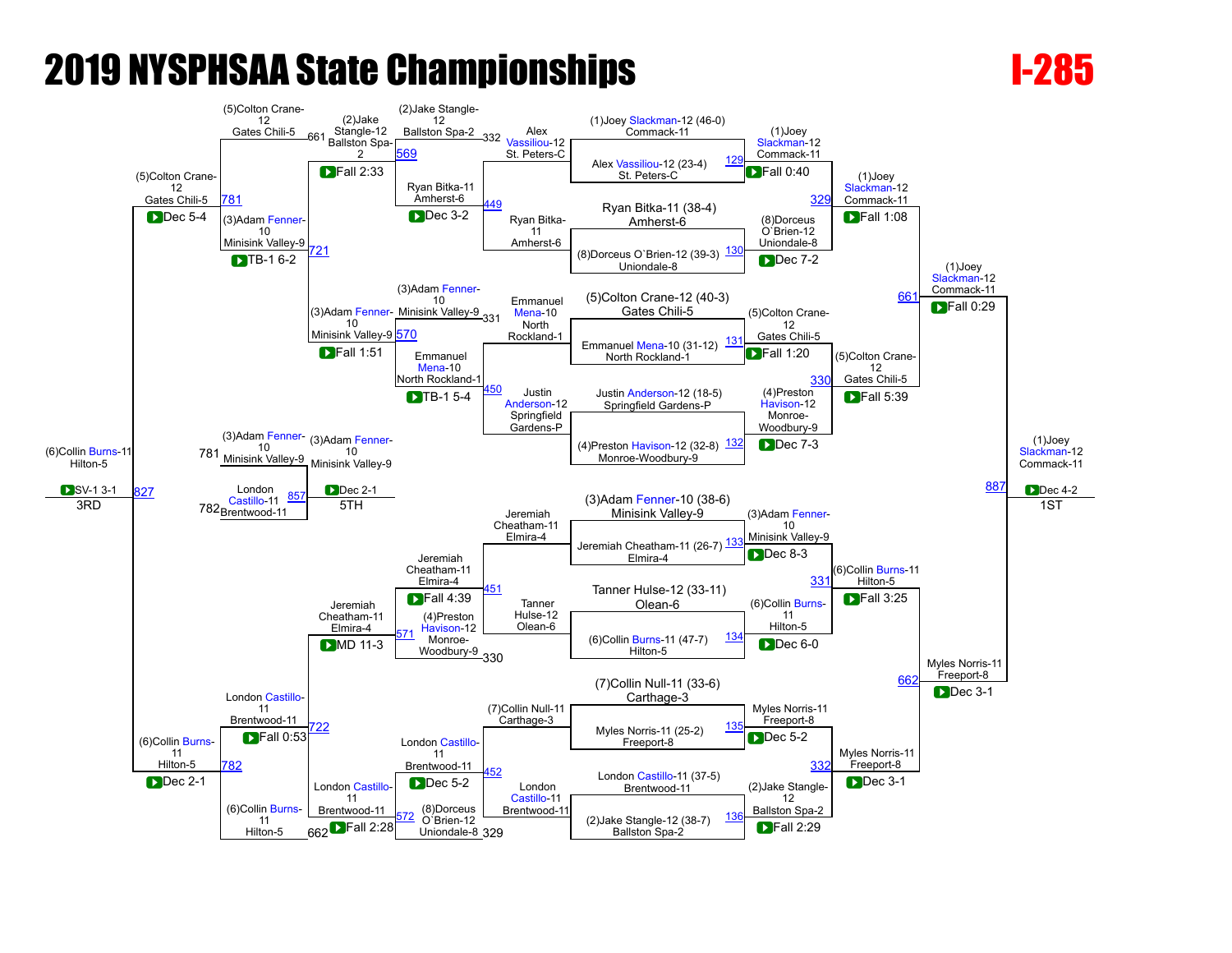# 2019 NYSPHSAA State Championships

# I-285

## Championship Bracket

**Match 129:** (1)Joey Slackman-12 (46-0) Commack-11 vs. Alex Vassiliou-12 (23-4) St. Peters-C — (1)Joey Slackman-12 Commack-11, Fall 0:40

**Match 130:** Ryan Bitka-11 (38-4) Amherst-6 vs. (8)Dorceus O'Brien-12 (39-3) Uniondale-8 — (8)Dorceus O'Brien-12 Uniondale-8, Dec 7-2

**Match 131:** (5)Colton Crane-12 (40-3) Gates Chili-5 vs. Emmanuel Mena-10 (31-12) North Rockland-1 — (5)Colton Crane-12 Gates Chili-5, Fall 1:20

**Match 132:** Justin Anderson-12 (18-5) Springfield Gardens-P vs. (4)Preston Havison-12 (32-8) Monroe-Woodbury-9 — (4)Preston Havison-12 Monroe-Woodbury-9, Dec 7-3

**Match 133:** (3)Adam Fenner-10 (38-6) Minisink Valley-9 vs. Jeremiah Cheatham-11 (26-7) Elmira-4 — (3)Adam Fenner-10 Minisink Valley-9, Dec 8-3

**Match 134:** Tanner Hulse-12 (33-11) Olean-6 vs. (6)Collin Burns-11 (47-7) Hilton-5 — (6)Collin Burns-11 Hilton-5, Dec 6-0

**Match 135:** (7)Collin Null-11 (33-6) Carthage-3 vs. Myles Norris-11 (25-2) Freeport-8 — Myles Norris-11 Freeport-8, Dec 5-2

**Match 136:** London Castillo-11 (37-5) Brentwood-11 vs. (2)Jake Stangle-12 (38-7) Ballston Spa-2 — (2)Jake Stangle-12 Ballston Spa-2, Fall 2:29

**Match 329:** (1)Joey Slackman-12 Commack-11 vs. (8)Dorceus O'Brien-12 Uniondale-8 — (1)Joey Slackman-12 Commack-11, Fall 1:08

**Match 330:** (5)Colton Crane-12 Gates Chili-5 vs. (4)Preston Havison-12 Monroe-Woodbury-9 — (5)Colton Crane-12 Gates Chili-5, Fall 5:39

**Match 331:** (3)Adam Fenner-10 Minisink Valley-9 vs. (6)Collin Burns-11 Hilton-5 — (6)Collin Burns-11 Hilton-5, Fall 3:25

**Match 332:** Myles Norris-11 Freeport-8 vs. (2)Jake Stangle-12 Ballston Spa-2 — Myles Norris-11 Freeport-8, Dec 3-1

**Match 661:** (1)Joey Slackman-12 Commack-11 vs. (5)Colton Crane-12 Gates Chili-5 — (1)Joey Slackman-12 Commack-11, Fall 0:29

**Match 662:** (6)Collin Burns-11 Hilton-5 vs. Myles Norris-11 Freeport-8 — Myles Norris-11 Freeport-8, Dec 3-1

**Match 887 (1ST):** (1)Joey Slackman-12 Commack-11 vs. Myles Norris-11 Freeport-8 — (1)Joey Slackman-12 Commack-11, Dec 4-2 — 1ST

## Consolation Bracket

**Match 449:** Alex Vassiliou-12 St. Peters-C vs. Ryan Bitka-11 Amherst-6 — Ryan Bitka-11 Amherst-6

**Match 450:** Emmanuel Mena-10 North Rockland-1 vs. Justin Anderson-12 Springfield Gardens-P — Emmanuel Mena-10 North Rockland-1

**Match 451:** Jeremiah Cheatham-11 Elmira-4 vs. Tanner Hulse-12 Olean-6 — Jeremiah Cheatham-11 Elmira-4

**Match 452:** (7)Collin Null-11 Carthage-3 vs. London Castillo-11 Brentwood-11 — London Castillo-11 Brentwood-11

**Match 569:** (2)Jake Stangle-12 Ballston Spa-2 (332) vs. Ryan Bitka-11 Amherst-6 — (2)Jake Stangle-12 Ballston Spa-2, Dec 3-2

**Match 570:** (3)Adam Fenner-10 Minisink Valley-9 (331) vs. Emmanuel Mena-10 North Rockland-1 — (3)Adam Fenner-10 Minisink Valley-9, TB-1 5-4

**Match 571:** Jeremiah Cheatham-11 Elmira-4 vs. (4)Preston Havison-12 Monroe-Woodbury-9 (330) — Jeremiah Cheatham-11 Elmira-4, Fall 4:39

**Match 572:** London Castillo-11 Brentwood-11 vs. (8)Dorceus O'Brien-12 Uniondale-8 (329) — London Castillo-11 Brentwood-11, Dec 5-2

**Match 721:** (5)Colton Crane-12 Gates Chili-5 (661) vs. (2)Jake Stangle-12 Ballston Spa-2 — (2)Jake Stangle-12 Ballston Spa-2, Fall 2:33

**Match 721:** (3)Adam Fenner-10 Minisink Valley-9 — (3)Adam Fenner-10 Minisink Valley-9, Fall 1:51

**Match 722:** Jeremiah Cheatham-11 Elmira-4 vs. London Castillo-11 Brentwood-11 — London Castillo-11 Brentwood-11, MD 11-3

**Match 722:** (6)Collin Burns-11 Hilton-5 (662) — London Castillo-11 Brentwood-11, Fall 2:28

**Match 781:** (5)Colton Crane-12 Gates Chili-5 vs. (3)Adam Fenner-10 Minisink Valley-9 — (3)Adam Fenner-10 Minisink Valley-9, TB-1 6-2; (5)Colton Crane-12 Gates Chili-5, Dec 5-4

**Match 782:** London Castillo-11 Brentwood-11 vs. (6)Collin Burns-11 Hilton-5 — (6)Collin Burns-11 Hilton-5, Fall 0:53; Dec 2-1

**Match 857 (5TH):** (3)Adam Fenner-10 Minisink Valley-9 (781) vs. London Castillo-11 Brentwood-11 (782) — (3)Adam Fenner-10 Minisink Valley-9, Dec 2-1 — 5TH

**Match 827 (3RD):** (5)Colton Crane-12 Gates Chili-5 vs. (6)Collin Burns-11 Hilton-5 — (6)Collin Burns-11 Hilton-5, SV-1 3-1 — 3RD